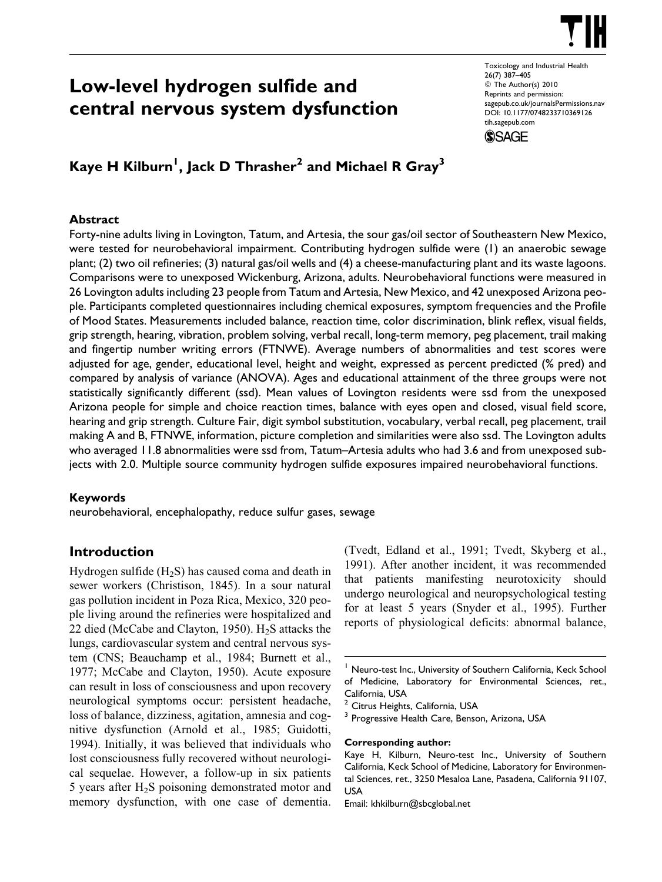# Low-level hydrogen sulfide and central nervous system dysfunction

**Kaye H Kilburn[1], Jack D Thrasher[2] and Michael R Gray[3]**

## Abstract

Forty-nine adults living in Lovington, Tatum, and Artesia, the sour gas/oil sector of Southeastern New Mexico, were tested for neurobehavioral impairment. Contributing hydrogen sulfide were (1) an anaerobic sewage plant; (2) two oil refineries; (3) natural gas/oil wells and (4) a cheese-manufacturing plant and its waste lagoons. Comparisons were to unexposed Wickenburg, Arizona, adults. Neurobehavioral functions were measured in 26 Lovington adults including 23 people from Tatum and Artesia, New Mexico, and 42 unexposed Arizona people. Participants completed questionnaires including chemical exposures, symptom frequencies and the Profile of Mood States. Measurements included balance, reaction time, color discrimination, blink reflex, visual fields, grip strength, hearing, vibration, problem solving, verbal recall, long-term memory, peg placement, trail making and fingertip number writing errors (FTNWE). Average numbers of abnormalities and test scores were adjusted for age, gender, educational level, height and weight, expressed as percent predicted (% pred) and compared by analysis of variance (ANOVA). Ages and educational attainment of the three groups were not statistically significantly different (ssd). Mean values of Lovington residents were ssd from the unexposed Arizona people for simple and choice reaction times, balance with eyes open and closed, visual field score, hearing and grip strength. Culture Fair, digit symbol substitution, vocabulary, verbal recall, peg placement, trail making A and B, FTNWE, information, picture completion and similarities were also ssd. The Lovington adults who averaged 11.8 abnormalities were ssd from, Tatum–Artesia adults who had 3.6 and from unexposed subjects with 2.0. Multiple source community hydrogen sulfide exposures impaired neurobehavioral functions.

## Keywords

neurobehavioral, encephalopathy, reduce sulfur gases, sewage

## Introduction

Hydrogen sulfide ($H_2S$) has caused coma and death in sewer workers (Christison, 1845). In a sour natural gas pollution incident in Poza Rica, Mexico, 320 people living around the refineries were hospitalized and 22 died (McCabe and Clayton, 1950). $H_2S$ attacks the lungs, cardiovascular system and central nervous system (CNS; Beauchamp et al., 1984; Burnett et al., 1977; McCabe and Clayton, 1950). Acute exposure can result in loss of consciousness and upon recovery neurological symptoms occur: persistent headache, loss of balance, dizziness, agitation, amnesia and cognitive dysfunction (Arnold et al., 1985; Guidotti, 1994). Initially, it was believed that individuals who lost consciousness fully recovered without neurological sequelae. However, a follow-up in six patients 5 years after $H_2S$ poisoning demonstrated motor and memory dysfunction, with one case of dementia. (Tvedt, Edland et al., 1991; Tvedt, Skyberg et al., 1991). After another incident, it was recommended that patients manifesting neurotoxicity should undergo neurological and neuropsychological testing for at least 5 years (Snyder et al., 1995). Further reports of physiological deficits: abnormal balance,

---

[1] Neuro-test Inc., University of Southern California, Keck School of Medicine, Laboratory for Environmental Sciences, ret., California, USA

[2] Citrus Heights, California, USA

[3] Progressive Health Care, Benson, Arizona, USA

**Corresponding author:**

Kaye H, Kilburn, Neuro-test Inc., University of Southern California, Keck School of Medicine, Laboratory for Environmental Sciences, ret., 3250 Mesaloa Lane, Pasadena, California 91107, USA

Email: khkilburn@sbcglobal.net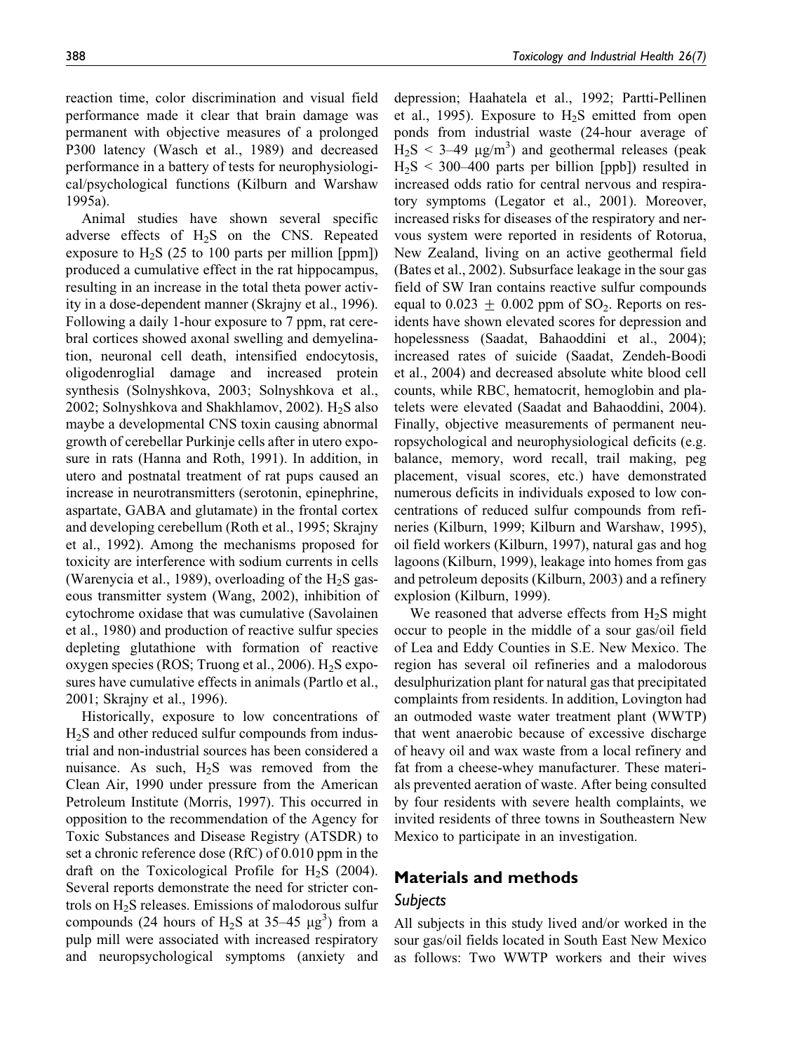reaction time, color discrimination and visual field performance made it clear that brain damage was permanent with objective measures of a prolonged P300 latency (Wasch et al., 1989) and decreased performance in a battery of tests for neurophysiological/psychological functions (Kilburn and Warshaw 1995a).

Animal studies have shown several specific adverse effects of $H_2S$ on the CNS. Repeated exposure to $H_2S$ (25 to 100 parts per million [ppm]) produced a cumulative effect in the rat hippocampus, resulting in an increase in the total theta power activity in a dose-dependent manner (Skrajny et al., 1996). Following a daily 1-hour exposure to 7 ppm, rat cerebral cortices showed axonal swelling and demyelination, neuronal cell death, intensified endocytosis, oligodenroglial damage and increased protein synthesis (Solnyshkova, 2003; Solnyshkova et al., 2002; Solnyshkova and Shakhlamov, 2002). $H_2S$ also maybe a developmental CNS toxin causing abnormal growth of cerebellar Purkinje cells after in utero exposure in rats (Hanna and Roth, 1991). In addition, in utero and postnatal treatment of rat pups caused an increase in neurotransmitters (serotonin, epinephrine, aspartate, GABA and glutamate) in the frontal cortex and developing cerebellum (Roth et al., 1995; Skrajny et al., 1992). Among the mechanisms proposed for toxicity are interference with sodium currents in cells (Warenycia et al., 1989), overloading of the $H_2S$ gaseous transmitter system (Wang, 2002), inhibition of cytochrome oxidase that was cumulative (Savolainen et al., 1980) and production of reactive sulfur species depleting glutathione with formation of reactive oxygen species (ROS; Truong et al., 2006). $H_2S$ exposures have cumulative effects in animals (Partlo et al., 2001; Skrajny et al., 1996).

Historically, exposure to low concentrations of $H_2S$ and other reduced sulfur compounds from industrial and non-industrial sources has been considered a nuisance. As such, $H_2S$ was removed from the Clean Air, 1990 under pressure from the American Petroleum Institute (Morris, 1997). This occurred in opposition to the recommendation of the Agency for Toxic Substances and Disease Registry (ATSDR) to set a chronic reference dose (RfC) of 0.010 ppm in the draft on the Toxicological Profile for $H_2S$ (2004). Several reports demonstrate the need for stricter controls on $H_2S$ releases. Emissions of malodorous sulfur compounds (24 hours of $H_2S$ at 35–45 $\mu g^3$) from a pulp mill were associated with increased respiratory and neuropsychological symptoms (anxiety and depression; Haahatela et al., 1992; Partti-Pellinen et al., 1995). Exposure to $H_2S$ emitted from open ponds from industrial waste (24-hour average of $H_2S$ < 3–49 $\mu g/m^3$) and geothermal releases (peak $H_2S$ < 300–400 parts per billion [ppb]) resulted in increased odds ratio for central nervous and respiratory symptoms (Legator et al., 2001). Moreover, increased risks for diseases of the respiratory and nervous system were reported in residents of Rotorua, New Zealand, living on an active geothermal field (Bates et al., 2002). Subsurface leakage in the sour gas field of SW Iran contains reactive sulfur compounds equal to 0.023 $\pm$ 0.002 ppm of $SO_2$. Reports on residents have shown elevated scores for depression and hopelessness (Saadat, Bahaoddini et al., 2004); increased rates of suicide (Saadat, Zendeh-Boodi et al., 2004) and decreased absolute white blood cell counts, while RBC, hematocrit, hemoglobin and platelets were elevated (Saadat and Bahaoddini, 2004). Finally, objective measurements of permanent neuropsychological and neurophysiological deficits (e.g. balance, memory, word recall, trail making, peg placement, visual scores, etc.) have demonstrated numerous deficits in individuals exposed to low concentrations of reduced sulfur compounds from refineries (Kilburn, 1999; Kilburn and Warshaw, 1995), oil field workers (Kilburn, 1997), natural gas and hog lagoons (Kilburn, 1999), leakage into homes from gas and petroleum deposits (Kilburn, 2003) and a refinery explosion (Kilburn, 1999).

We reasoned that adverse effects from $H_2S$ might occur to people in the middle of a sour gas/oil field of Lea and Eddy Counties in S.E. New Mexico. The region has several oil refineries and a malodorous desulphurization plant for natural gas that precipitated complaints from residents. In addition, Lovington had an outmoded waste water treatment plant (WWTP) that went anaerobic because of excessive discharge of heavy oil and wax waste from a local refinery and fat from a cheese-whey manufacturer. These materials prevented aeration of waste. After being consulted by four residents with severe health complaints, we invited residents of three towns in Southeastern New Mexico to participate in an investigation.

## Materials and methods

### Subjects

All subjects in this study lived and/or worked in the sour gas/oil fields located in South East New Mexico as follows: Two WWTP workers and their wives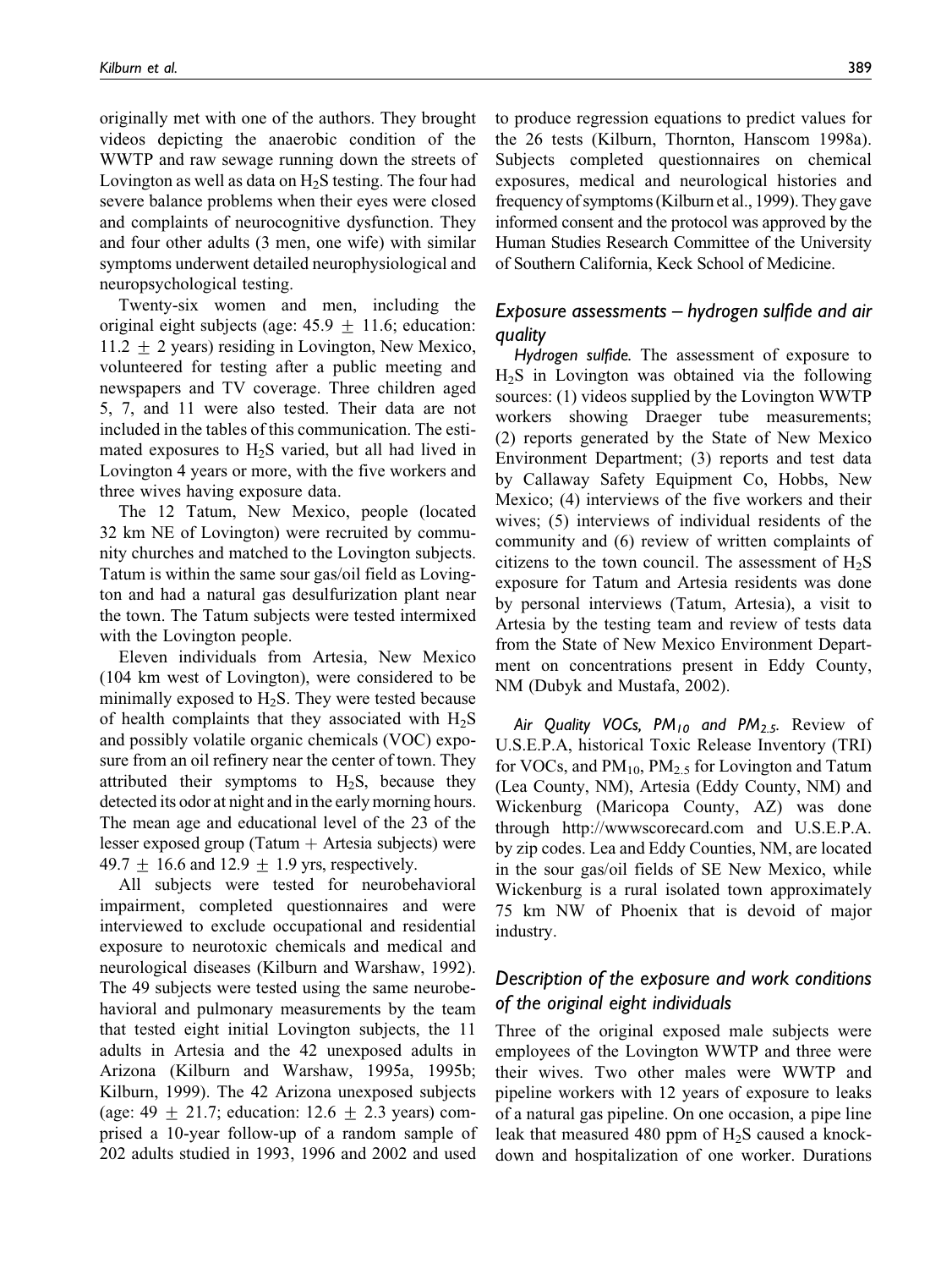originally met with one of the authors. They brought videos depicting the anaerobic condition of the WWTP and raw sewage running down the streets of Lovington as well as data on $H_2S$ testing. The four had severe balance problems when their eyes were closed and complaints of neurocognitive dysfunction. They and four other adults (3 men, one wife) with similar symptoms underwent detailed neurophysiological and neuropsychological testing.

Twenty-six women and men, including the original eight subjects (age: $45.9 \pm 11.6$; education: $11.2 \pm 2$ years) residing in Lovington, New Mexico, volunteered for testing after a public meeting and newspapers and TV coverage. Three children aged 5, 7, and 11 were also tested. Their data are not included in the tables of this communication. The estimated exposures to $H_2S$ varied, but all had lived in Lovington 4 years or more, with the five workers and three wives having exposure data.

The 12 Tatum, New Mexico, people (located 32 km NE of Lovington) were recruited by community churches and matched to the Lovington subjects. Tatum is within the same sour gas/oil field as Lovington and had a natural gas desulfurization plant near the town. The Tatum subjects were tested intermixed with the Lovington people.

Eleven individuals from Artesia, New Mexico (104 km west of Lovington), were considered to be minimally exposed to $H_2S$. They were tested because of health complaints that they associated with $H_2S$ and possibly volatile organic chemicals (VOC) exposure from an oil refinery near the center of town. They attributed their symptoms to $H_2S$, because they detected its odor at night and in the early morning hours. The mean age and educational level of the 23 of the lesser exposed group (Tatum + Artesia subjects) were $49.7 \pm 16.6$ and $12.9 \pm 1.9$ yrs, respectively.

All subjects were tested for neurobehavioral impairment, completed questionnaires and were interviewed to exclude occupational and residential exposure to neurotoxic chemicals and medical and neurological diseases (Kilburn and Warshaw, 1992). The 49 subjects were tested using the same neurobehavioral and pulmonary measurements by the team that tested eight initial Lovington subjects, the 11 adults in Artesia and the 42 unexposed adults in Arizona (Kilburn and Warshaw, 1995a, 1995b; Kilburn, 1999). The 42 Arizona unexposed subjects (age: $49 \pm 21.7$; education: $12.6 \pm 2.3$ years) comprised a 10-year follow-up of a random sample of 202 adults studied in 1993, 1996 and 2002 and used to produce regression equations to predict values for the 26 tests (Kilburn, Thornton, Hanscom 1998a). Subjects completed questionnaires on chemical exposures, medical and neurological histories and frequency of symptoms (Kilburn et al., 1999). They gave informed consent and the protocol was approved by the Human Studies Research Committee of the University of Southern California, Keck School of Medicine.

## *Exposure assessments – hydrogen sulfide and air quality*

*Hydrogen sulfide.* The assessment of exposure to $H_2S$ in Lovington was obtained via the following sources: (1) videos supplied by the Lovington WWTP workers showing Draeger tube measurements; (2) reports generated by the State of New Mexico Environment Department; (3) reports and test data by Callaway Safety Equipment Co, Hobbs, New Mexico; (4) interviews of the five workers and their wives; (5) interviews of individual residents of the community and (6) review of written complaints of citizens to the town council. The assessment of $H_2S$ exposure for Tatum and Artesia residents was done by personal interviews (Tatum, Artesia), a visit to Artesia by the testing team and review of tests data from the State of New Mexico Environment Department on concentrations present in Eddy County, NM (Dubyk and Mustafa, 2002).

*Air Quality VOCs, $PM_{10}$ and $PM_{2.5}$.* Review of U.S.E.P.A, historical Toxic Release Inventory (TRI) for VOCs, and $PM_{10}$, $PM_{2.5}$ for Lovington and Tatum (Lea County, NM), Artesia (Eddy County, NM) and Wickenburg (Maricopa County, AZ) was done through http://wwwscorecard.com and U.S.E.P.A. by zip codes. Lea and Eddy Counties, NM, are located in the sour gas/oil fields of SE New Mexico, while Wickenburg is a rural isolated town approximately 75 km NW of Phoenix that is devoid of major industry.

## *Description of the exposure and work conditions of the original eight individuals*

Three of the original exposed male subjects were employees of the Lovington WWTP and three were their wives. Two other males were WWTP and pipeline workers with 12 years of exposure to leaks of a natural gas pipeline. On one occasion, a pipe line leak that measured 480 ppm of $H_2S$ caused a knockdown and hospitalization of one worker. Durations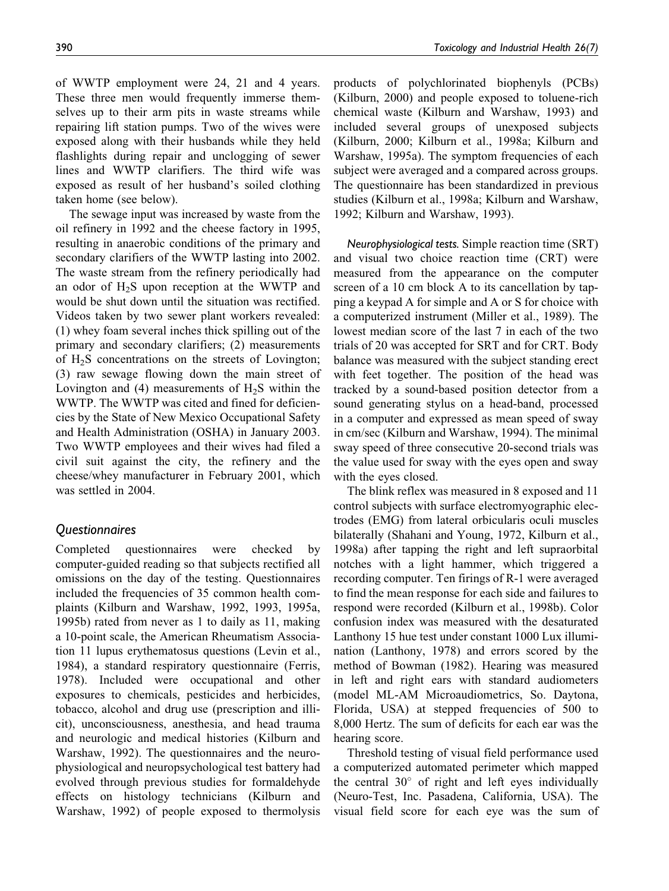of WWTP employment were 24, 21 and 4 years. These three men would frequently immerse themselves up to their arm pits in waste streams while repairing lift station pumps. Two of the wives were exposed along with their husbands while they held flashlights during repair and unclogging of sewer lines and WWTP clarifiers. The third wife was exposed as result of her husband's soiled clothing taken home (see below).

The sewage input was increased by waste from the oil refinery in 1992 and the cheese factory in 1995, resulting in anaerobic conditions of the primary and secondary clarifiers of the WWTP lasting into 2002. The waste stream from the refinery periodically had an odor of $H_2S$ upon reception at the WWTP and would be shut down until the situation was rectified. Videos taken by two sewer plant workers revealed: (1) whey foam several inches thick spilling out of the primary and secondary clarifiers; (2) measurements of $H_2S$ concentrations on the streets of Lovington; (3) raw sewage flowing down the main street of Lovington and (4) measurements of $H_2S$ within the WWTP. The WWTP was cited and fined for deficiencies by the State of New Mexico Occupational Safety and Health Administration (OSHA) in January 2003. Two WWTP employees and their wives had filed a civil suit against the city, the refinery and the cheese/whey manufacturer in February 2001, which was settled in 2004.

## Questionnaires

Completed questionnaires were checked by computer-guided reading so that subjects rectified all omissions on the day of the testing. Questionnaires included the frequencies of 35 common health complaints (Kilburn and Warshaw, 1992, 1993, 1995a, 1995b) rated from never as 1 to daily as 11, making a 10-point scale, the American Rheumatism Association 11 lupus erythematosus questions (Levin et al., 1984), a standard respiratory questionnaire (Ferris, 1978). Included were occupational and other exposures to chemicals, pesticides and herbicides, tobacco, alcohol and drug use (prescription and illicit), unconsciousness, anesthesia, and head trauma and neurologic and medical histories (Kilburn and Warshaw, 1992). The questionnaires and the neurophysiological and neuropsychological test battery had evolved through previous studies for formaldehyde effects on histology technicians (Kilburn and Warshaw, 1992) of people exposed to thermolysis products of polychlorinated biophenyls (PCBs) (Kilburn, 2000) and people exposed to toluene-rich chemical waste (Kilburn and Warshaw, 1993) and included several groups of unexposed subjects (Kilburn, 2000; Kilburn et al., 1998a; Kilburn and Warshaw, 1995a). The symptom frequencies of each subject were averaged and a compared across groups. The questionnaire has been standardized in previous studies (Kilburn et al., 1998a; Kilburn and Warshaw, 1992; Kilburn and Warshaw, 1993).

*Neurophysiological tests.* Simple reaction time (SRT) and visual two choice reaction time (CRT) were measured from the appearance on the computer screen of a 10 cm block A to its cancellation by tapping a keypad A for simple and A or S for choice with a computerized instrument (Miller et al., 1989). The lowest median score of the last 7 in each of the two trials of 20 was accepted for SRT and for CRT. Body balance was measured with the subject standing erect with feet together. The position of the head was tracked by a sound-based position detector from a sound generating stylus in a head-band, processed in a computer and expressed as mean speed of sway in cm/sec (Kilburn and Warshaw, 1994). The minimal sway speed of three consecutive 20-second trials was the value used for sway with the eyes open and sway with the eyes closed.

The blink reflex was measured in 8 exposed and 11 control subjects with surface electromyographic electrodes (EMG) from lateral orbicularis oculi muscles bilaterally (Shahani and Young, 1972, Kilburn et al., 1998a) after tapping the right and left supraorbital notches with a light hammer, which triggered a recording computer. Ten firings of R-1 were averaged to find the mean response for each side and failures to respond were recorded (Kilburn et al., 1998b). Color confusion index was measured with the desaturated Lanthony 15 hue test under constant 1000 Lux illumination (Lanthony, 1978) and errors scored by the method of Bowman (1982). Hearing was measured in left and right ears with standard audiometers (model ML-AM Microaudiometrics, So. Daytona, Florida, USA) at stepped frequencies of 500 to 8,000 Hertz. The sum of deficits for each ear was the hearing score.

Threshold testing of visual field performance used a computerized automated perimeter which mapped the central 30° of right and left eyes individually (Neuro-Test, Inc. Pasadena, California, USA). The visual field score for each eye was the sum of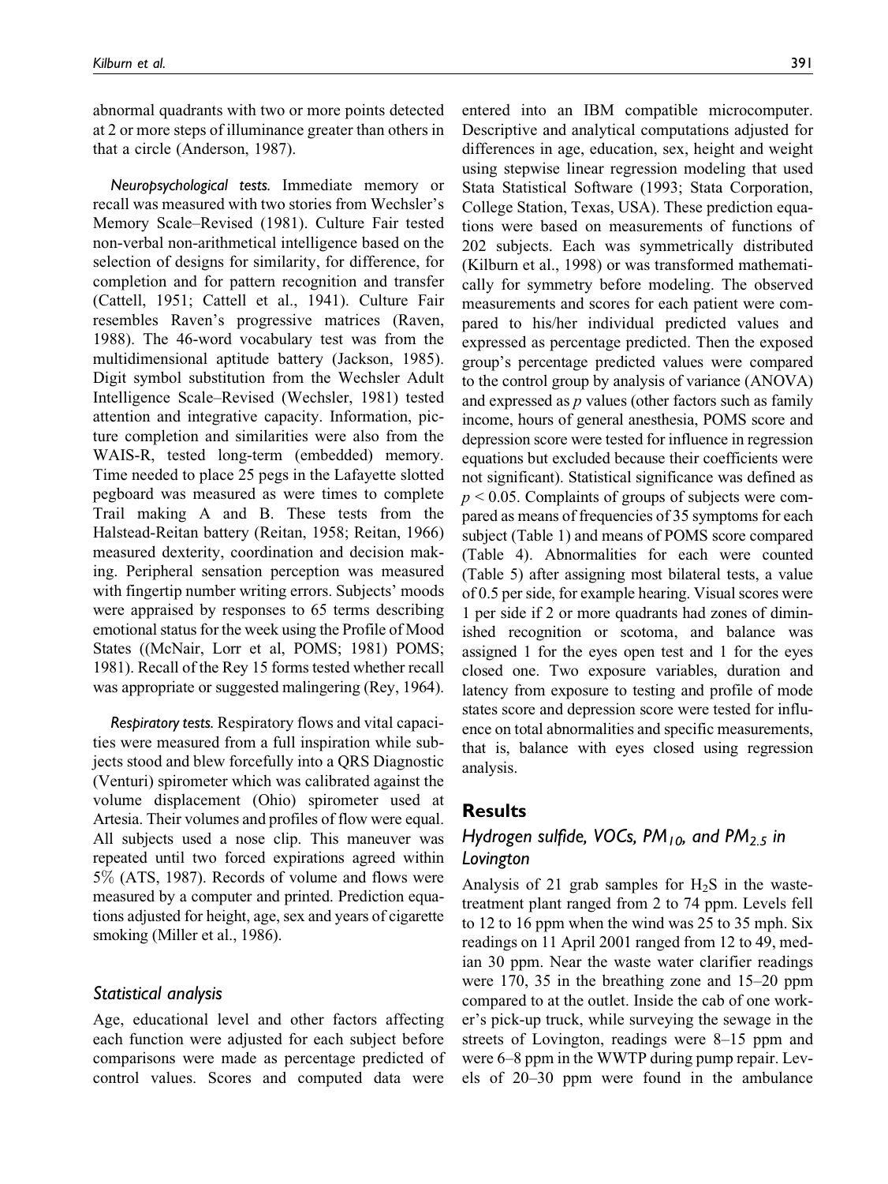abnormal quadrants with two or more points detected at 2 or more steps of illuminance greater than others in that a circle (Anderson, 1987).

*Neuropsychological tests.* Immediate memory or recall was measured with two stories from Wechsler's Memory Scale–Revised (1981). Culture Fair tested non-verbal non-arithmetical intelligence based on the selection of designs for similarity, for difference, for completion and for pattern recognition and transfer (Cattell, 1951; Cattell et al., 1941). Culture Fair resembles Raven's progressive matrices (Raven, 1988). The 46-word vocabulary test was from the multidimensional aptitude battery (Jackson, 1985). Digit symbol substitution from the Wechsler Adult Intelligence Scale–Revised (Wechsler, 1981) tested attention and integrative capacity. Information, picture completion and similarities were also from the WAIS-R, tested long-term (embedded) memory. Time needed to place 25 pegs in the Lafayette slotted pegboard was measured as were times to complete Trail making A and B. These tests from the Halstead-Reitan battery (Reitan, 1958; Reitan, 1966) measured dexterity, coordination and decision making. Peripheral sensation perception was measured with fingertip number writing errors. Subjects' moods were appraised by responses to 65 terms describing emotional status for the week using the Profile of Mood States ((McNair, Lorr et al, POMS; 1981) POMS; 1981). Recall of the Rey 15 forms tested whether recall was appropriate or suggested malingering (Rey, 1964).

*Respiratory tests.* Respiratory flows and vital capacities were measured from a full inspiration while subjects stood and blew forcefully into a QRS Diagnostic (Venturi) spirometer which was calibrated against the volume displacement (Ohio) spirometer used at Artesia. Their volumes and profiles of flow were equal. All subjects used a nose clip. This maneuver was repeated until two forced expirations agreed within 5% (ATS, 1987). Records of volume and flows were measured by a computer and printed. Prediction equations adjusted for height, age, sex and years of cigarette smoking (Miller et al., 1986).

### Statistical analysis

Age, educational level and other factors affecting each function were adjusted for each subject before comparisons were made as percentage predicted of control values. Scores and computed data were entered into an IBM compatible microcomputer. Descriptive and analytical computations adjusted for differences in age, education, sex, height and weight using stepwise linear regression modeling that used Stata Statistical Software (1993; Stata Corporation, College Station, Texas, USA). These prediction equations were based on measurements of functions of 202 subjects. Each was symmetrically distributed (Kilburn et al., 1998) or was transformed mathematically for symmetry before modeling. The observed measurements and scores for each patient were compared to his/her individual predicted values and expressed as percentage predicted. Then the exposed group's percentage predicted values were compared to the control group by analysis of variance (ANOVA) and expressed as $p$ values (other factors such as family income, hours of general anesthesia, POMS score and depression score were tested for influence in regression equations but excluded because their coefficients were not significant). Statistical significance was defined as $p < 0.05$. Complaints of groups of subjects were compared as means of frequencies of 35 symptoms for each subject (Table 1) and means of POMS score compared (Table 4). Abnormalities for each were counted (Table 5) after assigning most bilateral tests, a value of 0.5 per side, for example hearing. Visual scores were 1 per side if 2 or more quadrants had zones of diminished recognition or scotoma, and balance was assigned 1 for the eyes open test and 1 for the eyes closed one. Two exposure variables, duration and latency from exposure to testing and profile of mode states score and depression score were tested for influence on total abnormalities and specific measurements, that is, balance with eyes closed using regression analysis.

## Results

### Hydrogen sulfide, VOCs, $PM_{10}$, and $PM_{2.5}$ in Lovington

Analysis of 21 grab samples for $H_2S$ in the waste-treatment plant ranged from 2 to 74 ppm. Levels fell to 12 to 16 ppm when the wind was 25 to 35 mph. Six readings on 11 April 2001 ranged from 12 to 49, median 30 ppm. Near the waste water clarifier readings were 170, 35 in the breathing zone and 15–20 ppm compared to at the outlet. Inside the cab of one worker's pick-up truck, while surveying the sewage in the streets of Lovington, readings were 8–15 ppm and were 6–8 ppm in the WWTP during pump repair. Levels of 20–30 ppm were found in the ambulance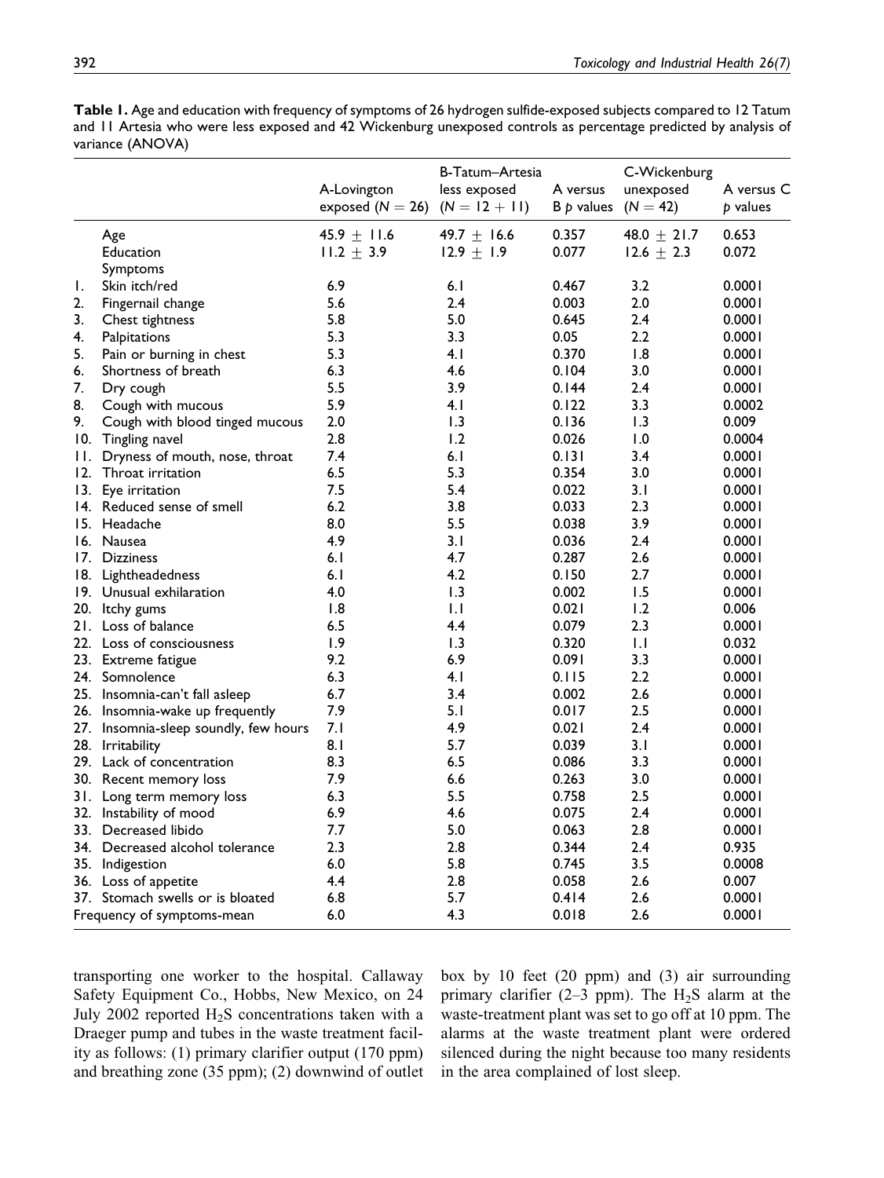**Table 1.** Age and education with frequency of symptoms of 26 hydrogen sulfide-exposed subjects compared to 12 Tatum and 11 Artesia who were less exposed and 42 Wickenburg unexposed controls as percentage predicted by analysis of variance (ANOVA)

| | | A-Lovington exposed ($N = 26$) | B-Tatum–Artesia less exposed ($N = 12 + 11$) | A versus B $p$ values | C-Wickenburg unexposed ($N = 42$) | A versus C $p$ values |
|---|---|---|---|---|---|---|
| | Age | $45.9 \pm 11.6$ | $49.7 \pm 16.6$ | 0.357 | $48.0 \pm 21.7$ | 0.653 |
| | Education | $11.2 \pm 3.9$ | $12.9 \pm 1.9$ | 0.077 | $12.6 \pm 2.3$ | 0.072 |
| | Symptoms | | | | | |
| 1. | Skin itch/red | 6.9 | 6.1 | 0.467 | 3.2 | 0.0001 |
| 2. | Fingernail change | 5.6 | 2.4 | 0.003 | 2.0 | 0.0001 |
| 3. | Chest tightness | 5.8 | 5.0 | 0.645 | 2.4 | 0.0001 |
| 4. | Palpitations | 5.3 | 3.3 | 0.05 | 2.2 | 0.0001 |
| 5. | Pain or burning in chest | 5.3 | 4.1 | 0.370 | 1.8 | 0.0001 |
| 6. | Shortness of breath | 6.3 | 4.6 | 0.104 | 3.0 | 0.0001 |
| 7. | Dry cough | 5.5 | 3.9 | 0.144 | 2.4 | 0.0001 |
| 8. | Cough with mucous | 5.9 | 4.1 | 0.122 | 3.3 | 0.0002 |
| 9. | Cough with blood tinged mucous | 2.0 | 1.3 | 0.136 | 1.3 | 0.009 |
| 10. | Tingling navel | 2.8 | 1.2 | 0.026 | 1.0 | 0.0004 |
| 11. | Dryness of mouth, nose, throat | 7.4 | 6.1 | 0.131 | 3.4 | 0.0001 |
| 12. | Throat irritation | 6.5 | 5.3 | 0.354 | 3.0 | 0.0001 |
| 13. | Eye irritation | 7.5 | 5.4 | 0.022 | 3.1 | 0.0001 |
| 14. | Reduced sense of smell | 6.2 | 3.8 | 0.033 | 2.3 | 0.0001 |
| 15. | Headache | 8.0 | 5.5 | 0.038 | 3.9 | 0.0001 |
| 16. | Nausea | 4.9 | 3.1 | 0.036 | 2.4 | 0.0001 |
| 17. | Dizziness | 6.1 | 4.7 | 0.287 | 2.6 | 0.0001 |
| 18. | Lightheadedness | 6.1 | 4.2 | 0.150 | 2.7 | 0.0001 |
| 19. | Unusual exhilaration | 4.0 | 1.3 | 0.002 | 1.5 | 0.0001 |
| 20. | Itchy gums | 1.8 | 1.1 | 0.021 | 1.2 | 0.006 |
| 21. | Loss of balance | 6.5 | 4.4 | 0.079 | 2.3 | 0.0001 |
| 22. | Loss of consciousness | 1.9 | 1.3 | 0.320 | 1.1 | 0.032 |
| 23. | Extreme fatigue | 9.2 | 6.9 | 0.091 | 3.3 | 0.0001 |
| 24. | Somnolence | 6.3 | 4.1 | 0.115 | 2.2 | 0.0001 |
| 25. | Insomnia-can't fall asleep | 6.7 | 3.4 | 0.002 | 2.6 | 0.0001 |
| 26. | Insomnia-wake up frequently | 7.9 | 5.1 | 0.017 | 2.5 | 0.0001 |
| 27. | Insomnia-sleep soundly, few hours | 7.1 | 4.9 | 0.021 | 2.4 | 0.0001 |
| 28. | Irritability | 8.1 | 5.7 | 0.039 | 3.1 | 0.0001 |
| 29. | Lack of concentration | 8.3 | 6.5 | 0.086 | 3.3 | 0.0001 |
| 30. | Recent memory loss | 7.9 | 6.6 | 0.263 | 3.0 | 0.0001 |
| 31. | Long term memory loss | 6.3 | 5.5 | 0.758 | 2.5 | 0.0001 |
| 32. | Instability of mood | 6.9 | 4.6 | 0.075 | 2.4 | 0.0001 |
| 33. | Decreased libido | 7.7 | 5.0 | 0.063 | 2.8 | 0.0001 |
| 34. | Decreased alcohol tolerance | 2.3 | 2.8 | 0.344 | 2.4 | 0.935 |
| 35. | Indigestion | 6.0 | 5.8 | 0.745 | 3.5 | 0.0008 |
| 36. | Loss of appetite | 4.4 | 2.8 | 0.058 | 2.6 | 0.007 |
| 37. | Stomach swells or is bloated | 6.8 | 5.7 | 0.414 | 2.6 | 0.0001 |
| | Frequency of symptoms-mean | 6.0 | 4.3 | 0.018 | 2.6 | 0.0001 |

transporting one worker to the hospital. Callaway Safety Equipment Co., Hobbs, New Mexico, on 24 July 2002 reported $H_2S$ concentrations taken with a Draeger pump and tubes in the waste treatment facility as follows: (1) primary clarifier output (170 ppm) and breathing zone (35 ppm); (2) downwind of outlet box by 10 feet (20 ppm) and (3) air surrounding primary clarifier (2–3 ppm). The $H_2S$ alarm at the waste-treatment plant was set to go off at 10 ppm. The alarms at the waste treatment plant were ordered silenced during the night because too many residents in the area complained of lost sleep.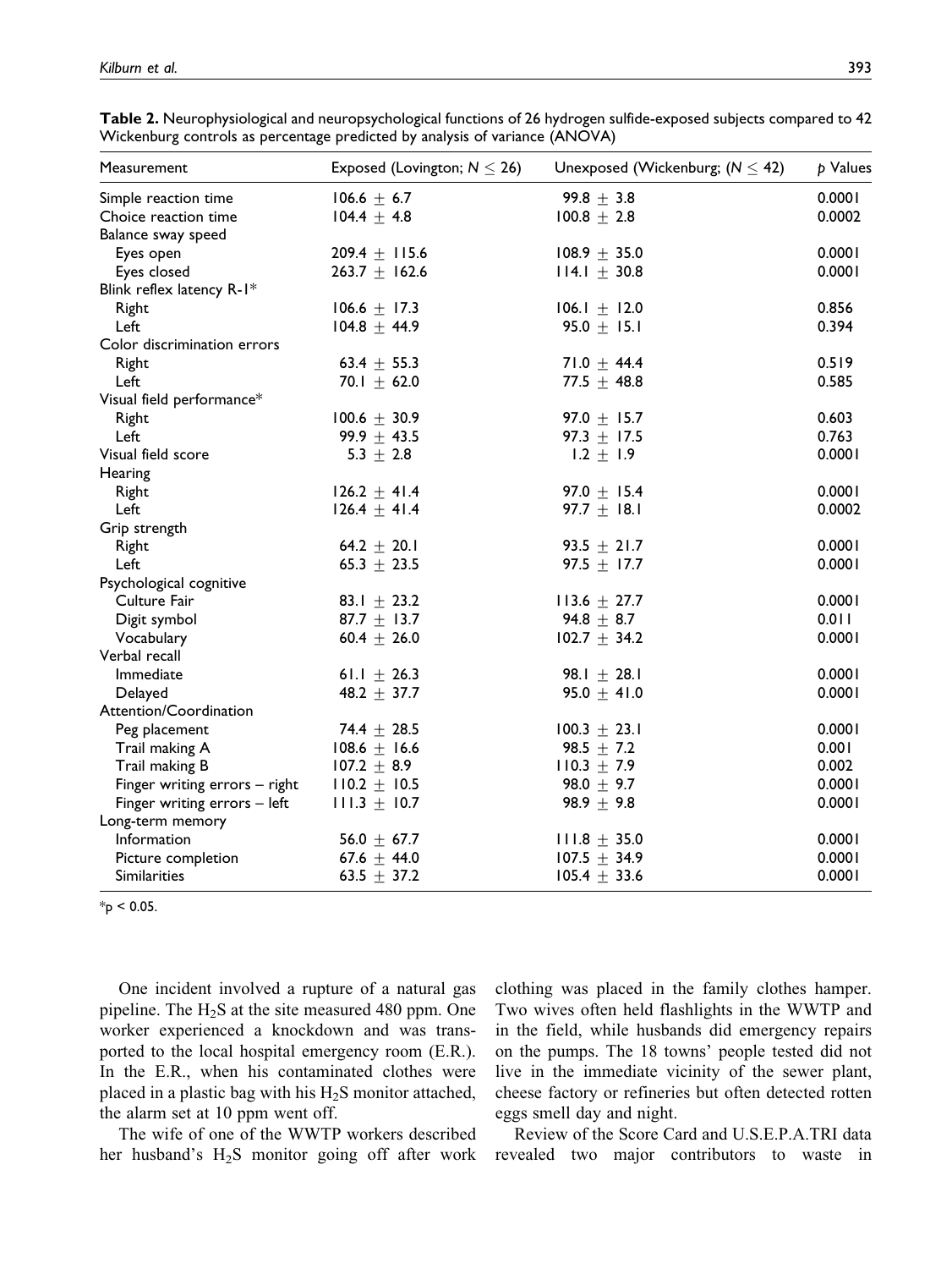**Table 2.** Neurophysiological and neuropsychological functions of 26 hydrogen sulfide-exposed subjects compared to 42 Wickenburg controls as percentage predicted by analysis of variance (ANOVA)

| Measurement | Exposed (Lovington; $N \leq 26$) | Unexposed (Wickenburg; ($N \leq 42$) | $p$ Values |
|---|---|---|---|
| Simple reaction time | $106.6 \pm 6.7$ | $99.8 \pm 3.8$ | 0.0001 |
| Choice reaction time | $104.4 \pm 4.8$ | $100.8 \pm 2.8$ | 0.0002 |
| Balance sway speed | | | |
| Eyes open | $209.4 \pm 115.6$ | $108.9 \pm 35.0$ | 0.0001 |
| Eyes closed | $263.7 \pm 162.6$ | $114.1 \pm 30.8$ | 0.0001 |
| Blink reflex latency R-1* | | | |
| Right | $106.6 \pm 17.3$ | $106.1 \pm 12.0$ | 0.856 |
| Left | $104.8 \pm 44.9$ | $95.0 \pm 15.1$ | 0.394 |
| Color discrimination errors | | | |
| Right | $63.4 \pm 55.3$ | $71.0 \pm 44.4$ | 0.519 |
| Left | $70.1 \pm 62.0$ | $77.5 \pm 48.8$ | 0.585 |
| Visual field performance* | | | |
| Right | $100.6 \pm 30.9$ | $97.0 \pm 15.7$ | 0.603 |
| Left | $99.9 \pm 43.5$ | $97.3 \pm 17.5$ | 0.763 |
| Visual field score | $5.3 \pm 2.8$ | $1.2 \pm 1.9$ | 0.0001 |
| Hearing | | | |
| Right | $126.2 \pm 41.4$ | $97.0 \pm 15.4$ | 0.0001 |
| Left | $126.4 \pm 41.4$ | $97.7 \pm 18.1$ | 0.0002 |
| Grip strength | | | |
| Right | $64.2 \pm 20.1$ | $93.5 \pm 21.7$ | 0.0001 |
| Left | $65.3 \pm 23.5$ | $97.5 \pm 17.7$ | 0.0001 |
| Psychological cognitive | | | |
| Culture Fair | $83.1 \pm 23.2$ | $113.6 \pm 27.7$ | 0.0001 |
| Digit symbol | $87.7 \pm 13.7$ | $94.8 \pm 8.7$ | 0.011 |
| Vocabulary | $60.4 \pm 26.0$ | $102.7 \pm 34.2$ | 0.0001 |
| Verbal recall | | | |
| Immediate | $61.1 \pm 26.3$ | $98.1 \pm 28.1$ | 0.0001 |
| Delayed | $48.2 \pm 37.7$ | $95.0 \pm 41.0$ | 0.0001 |
| Attention/Coordination | | | |
| Peg placement | $74.4 \pm 28.5$ | $100.3 \pm 23.1$ | 0.0001 |
| Trail making A | $108.6 \pm 16.6$ | $98.5 \pm 7.2$ | 0.001 |
| Trail making B | $107.2 \pm 8.9$ | $110.3 \pm 7.9$ | 0.002 |
| Finger writing errors – right | $110.2 \pm 10.5$ | $98.0 \pm 9.7$ | 0.0001 |
| Finger writing errors – left | $111.3 \pm 10.7$ | $98.9 \pm 9.8$ | 0.0001 |
| Long-term memory | | | |
| Information | $56.0 \pm 67.7$ | $111.8 \pm 35.0$ | 0.0001 |
| Picture completion | $67.6 \pm 44.0$ | $107.5 \pm 34.9$ | 0.0001 |
| Similarities | $63.5 \pm 37.2$ | $105.4 \pm 33.6$ | 0.0001 |

*$p < 0.05$.

One incident involved a rupture of a natural gas pipeline. The $H_2S$ at the site measured 480 ppm. One worker experienced a knockdown and was transported to the local hospital emergency room (E.R.). In the E.R., when his contaminated clothes were placed in a plastic bag with his $H_2S$ monitor attached, the alarm set at 10 ppm went off.

The wife of one of the WWTP workers described her husband's $H_2S$ monitor going off after work clothing was placed in the family clothes hamper. Two wives often held flashlights in the WWTP and in the field, while husbands did emergency repairs on the pumps. The 18 towns' people tested did not live in the immediate vicinity of the sewer plant, cheese factory or refineries but often detected rotten eggs smell day and night.

Review of the Score Card and U.S.E.P.A.TRI data revealed two major contributors to waste in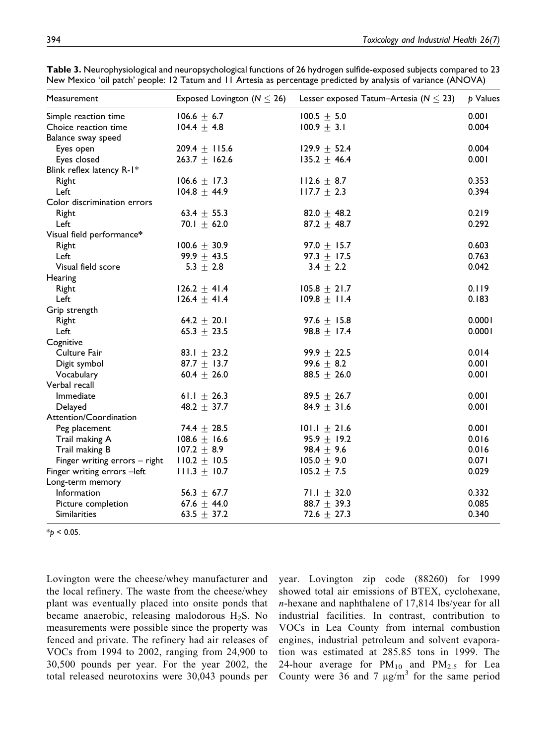**Table 3.** Neurophysiological and neuropsychological functions of 26 hydrogen sulfide-exposed subjects compared to 23 New Mexico 'oil patch' people: 12 Tatum and 11 Artesia as percentage predicted by analysis of variance (ANOVA)

| Measurement | Exposed Lovington ($N \leq 26$) | Lesser exposed Tatum–Artesia ($N \leq 23$) | $p$ Values |
|---|---|---|---|
| Simple reaction time | 106.6 ± 6.7 | 100.5 ± 5.0 | 0.001 |
| Choice reaction time | 104.4 ± 4.8 | 100.9 ± 3.1 | 0.004 |
| Balance sway speed | | | |
| Eyes open | 209.4 ± 115.6 | 129.9 ± 52.4 | 0.004 |
| Eyes closed | 263.7 ± 162.6 | 135.2 ± 46.4 | 0.001 |
| Blink reflex latency R-1* | | | |
| Right | 106.6 ± 17.3 | 112.6 ± 8.7 | 0.353 |
| Left | 104.8 ± 44.9 | 117.7 ± 2.3 | 0.394 |
| Color discrimination errors | | | |
| Right | 63.4 ± 55.3 | 82.0 ± 48.2 | 0.219 |
| Left | 70.1 ± 62.0 | 87.2 ± 48.7 | 0.292 |
| Visual field performance* | | | |
| Right | 100.6 ± 30.9 | 97.0 ± 15.7 | 0.603 |
| Left | 99.9 ± 43.5 | 97.3 ± 17.5 | 0.763 |
| Visual field score | 5.3 ± 2.8 | 3.4 ± 2.2 | 0.042 |
| Hearing | | | |
| Right | 126.2 ± 41.4 | 105.8 ± 21.7 | 0.119 |
| Left | 126.4 ± 41.4 | 109.8 ± 11.4 | 0.183 |
| Grip strength | | | |
| Right | 64.2 ± 20.1 | 97.6 ± 15.8 | 0.0001 |
| Left | 65.3 ± 23.5 | 98.8 ± 17.4 | 0.0001 |
| Cognitive | | | |
| Culture Fair | 83.1 ± 23.2 | 99.9 ± 22.5 | 0.014 |
| Digit symbol | 87.7 ± 13.7 | 99.6 ± 8.2 | 0.001 |
| Vocabulary | 60.4 ± 26.0 | 88.5 ± 26.0 | 0.001 |
| Verbal recall | | | |
| Immediate | 61.1 ± 26.3 | 89.5 ± 26.7 | 0.001 |
| Delayed | 48.2 ± 37.7 | 84.9 ± 31.6 | 0.001 |
| Attention/Coordination | | | |
| Peg placement | 74.4 ± 28.5 | 101.1 ± 21.6 | 0.001 |
| Trail making A | 108.6 ± 16.6 | 95.9 ± 19.2 | 0.016 |
| Trail making B | 107.2 ± 8.9 | 98.4 ± 9.6 | 0.016 |
| Finger writing errors – right | 110.2 ± 10.5 | 105.0 ± 9.0 | 0.071 |
| Finger writing errors –left | 111.3 ± 10.7 | 105.2 ± 7.5 | 0.029 |
| Long-term memory | | | |
| Information | 56.3 ± 67.7 | 71.1 ± 32.0 | 0.332 |
| Picture completion | 67.6 ± 44.0 | 88.7 ± 39.3 | 0.085 |
| Similarities | 63.5 ± 37.2 | 72.6 ± 27.3 | 0.340 |

*$p < 0.05$.

Lovington were the cheese/whey manufacturer and the local refinery. The waste from the cheese/whey plant was eventually placed into onsite ponds that became anaerobic, releasing malodorous $H_2S$. No measurements were possible since the property was fenced and private. The refinery had air releases of VOCs from 1994 to 2002, ranging from 24,900 to 30,500 pounds per year. For the year 2002, the total released neurotoxins were 30,043 pounds per year. Lovington zip code (88260) for 1999 showed total air emissions of BTEX, cyclohexane, *n*-hexane and naphthalene of 17,814 lbs/year for all industrial facilities. In contrast, contribution to VOCs in Lea County from internal combustion engines, industrial petroleum and solvent evaporation was estimated at 285.85 tons in 1999. The 24-hour average for $PM_{10}$ and $PM_{2.5}$ for Lea County were 36 and 7 $\mu g/m^3$ for the same period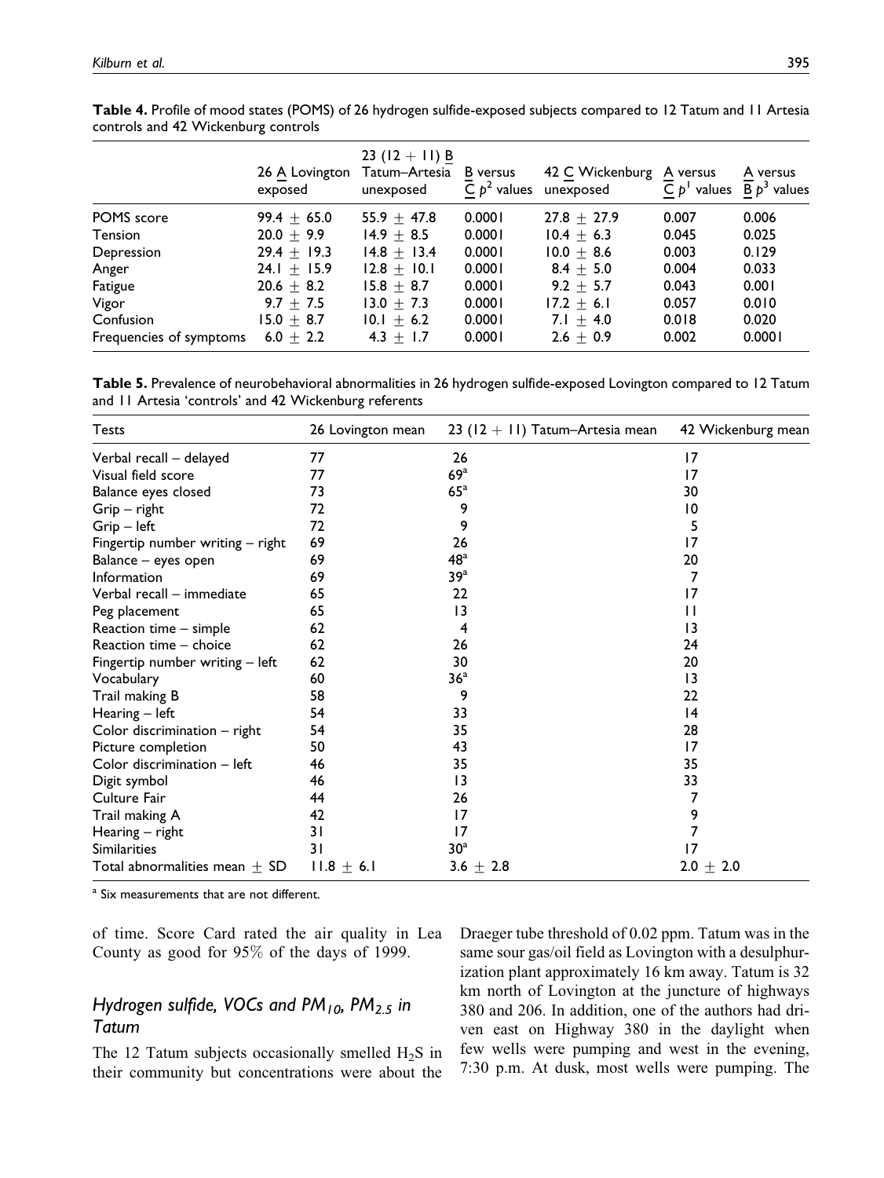**Table 4.** Profile of mood states (POMS) of 26 hydrogen sulfide-exposed subjects compared to 12 Tatum and 11 Artesia controls and 42 Wickenburg controls

|  | 26 A Lovington exposed | 23 (12 + 11) B Tatum–Artesia unexposed | B versus C $p^2$ values | 42 C Wickenburg unexposed | A versus C $p^1$ values | A versus B $p^3$ values |
|---|---|---|---|---|---|---|
| POMS score | 99.4 ± 65.0 | 55.9 ± 47.8 | 0.0001 | 27.8 ± 27.9 | 0.007 | 0.006 |
| Tension | 20.0 ± 9.9 | 14.9 ± 8.5 | 0.0001 | 10.4 ± 6.3 | 0.045 | 0.025 |
| Depression | 29.4 ± 19.3 | 14.8 ± 13.4 | 0.0001 | 10.0 ± 8.6 | 0.003 | 0.129 |
| Anger | 24.1 ± 15.9 | 12.8 ± 10.1 | 0.0001 | 8.4 ± 5.0 | 0.004 | 0.033 |
| Fatigue | 20.6 ± 8.2 | 15.8 ± 8.7 | 0.0001 | 9.2 ± 5.7 | 0.043 | 0.001 |
| Vigor | 9.7 ± 7.5 | 13.0 ± 7.3 | 0.0001 | 17.2 ± 6.1 | 0.057 | 0.010 |
| Confusion | 15.0 ± 8.7 | 10.1 ± 6.2 | 0.0001 | 7.1 ± 4.0 | 0.018 | 0.020 |
| Frequencies of symptoms | 6.0 ± 2.2 | 4.3 ± 1.7 | 0.0001 | 2.6 ± 0.9 | 0.002 | 0.0001 |

**Table 5.** Prevalence of neurobehavioral abnormalities in 26 hydrogen sulfide-exposed Lovington compared to 12 Tatum and 11 Artesia 'controls' and 42 Wickenburg referents

| Tests | 26 Lovington mean | 23 (12 + 11) Tatum–Artesia mean | 42 Wickenburg mean |
|---|---|---|---|
| Verbal recall – delayed | 77 | 26 | 17 |
| Visual field score | 77 | 69[a] | 17 |
| Balance eyes closed | 73 | 65[a] | 30 |
| Grip – right | 72 | 9 | 10 |
| Grip – left | 72 | 9 | 5 |
| Fingertip number writing – right | 69 | 26 | 17 |
| Balance – eyes open | 69 | 48[a] | 20 |
| Information | 69 | 39[a] | 7 |
| Verbal recall – immediate | 65 | 22 | 17 |
| Peg placement | 65 | 13 | 11 |
| Reaction time – simple | 62 | 4 | 13 |
| Reaction time – choice | 62 | 26 | 24 |
| Fingertip number writing – left | 62 | 30 | 20 |
| Vocabulary | 60 | 36[a] | 13 |
| Trail making B | 58 | 9 | 22 |
| Hearing – left | 54 | 33 | 14 |
| Color discrimination – right | 54 | 35 | 28 |
| Picture completion | 50 | 43 | 17 |
| Color discrimination – left | 46 | 35 | 35 |
| Digit symbol | 46 | 13 | 33 |
| Culture Fair | 44 | 26 | 7 |
| Trail making A | 42 | 17 | 9 |
| Hearing – right | 31 | 17 | 7 |
| Similarities | 31 | 30[a] | 17 |
| Total abnormalities mean ± SD | 11.8 ± 6.1 | 3.6 ± 2.8 | 2.0 ± 2.0 |

[a] Six measurements that are not different.

of time. Score Card rated the air quality in Lea County as good for 95% of the days of 1999.

## Hydrogen sulfide, VOCs and $PM_{10}$, $PM_{2.5}$ in Tatum

The 12 Tatum subjects occasionally smelled $H_2S$ in their community but concentrations were about the Draeger tube threshold of 0.02 ppm. Tatum was in the same sour gas/oil field as Lovington with a desulphurization plant approximately 16 km away. Tatum is 32 km north of Lovington at the juncture of highways 380 and 206. In addition, one of the authors had driven east on Highway 380 in the daylight when few wells were pumping and west in the evening, 7:30 p.m. At dusk, most wells were pumping. The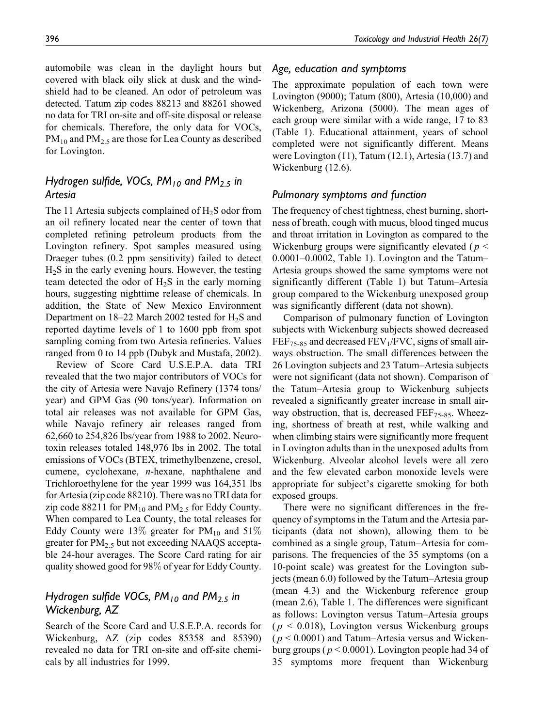automobile was clean in the daylight hours but covered with black oily slick at dusk and the windshield had to be cleaned. An odor of petroleum was detected. Tatum zip codes 88213 and 88261 showed no data for TRI on-site and off-site disposal or release for chemicals. Therefore, the only data for VOCs, $PM_{10}$ and $PM_{2.5}$ are those for Lea County as described for Lovington.

### *Hydrogen sulfide, VOCs, $PM_{10}$ and $PM_{2.5}$ in Artesia*

The 11 Artesia subjects complained of $H_2S$ odor from an oil refinery located near the center of town that completed refining petroleum products from the Lovington refinery. Spot samples measured using Draeger tubes (0.2 ppm sensitivity) failed to detect $H_2S$ in the early evening hours. However, the testing team detected the odor of $H_2S$ in the early morning hours, suggesting nighttime release of chemicals. In addition, the State of New Mexico Environment Department on 18–22 March 2002 tested for $H_2S$ and reported daytime levels of 1 to 1600 ppb from spot sampling coming from two Artesia refineries. Values ranged from 0 to 14 ppb (Dubyk and Mustafa, 2002).

Review of Score Card U.S.E.P.A. data TRI revealed that the two major contributors of VOCs for the city of Artesia were Navajo Refinery (1374 tons/year) and GPM Gas (90 tons/year). Information on total air releases was not available for GPM Gas, while Navajo refinery air releases ranged from 62,660 to 254,826 lbs/year from 1988 to 2002. Neurotoxin releases totaled 148,976 lbs in 2002. The total emissions of VOCs (BTEX, trimethylbenzene, cresol, cumene, cyclohexane, *n*-hexane, naphthalene and Trichloroethylene for the year 1999 was 164,351 lbs for Artesia (zip code 88210). There was no TRI data for zip code 88211 for $PM_{10}$ and $PM_{2.5}$ for Eddy County. When compared to Lea County, the total releases for Eddy County were 13% greater for $PM_{10}$ and 51% greater for $PM_{2.5}$ but not exceeding NAAQS acceptable 24-hour averages. The Score Card rating for air quality showed good for 98% of year for Eddy County.

### *Hydrogen sulfide VOCs, $PM_{10}$ and $PM_{2.5}$ in Wickenburg, AZ*

Search of the Score Card and U.S.E.P.A. records for Wickenburg, AZ (zip codes 85358 and 85390) revealed no data for TRI on-site and off-site chemicals by all industries for 1999.

### *Age, education and symptoms*

The approximate population of each town were Lovington (9000); Tatum (800), Artesia (10,000) and Wickenberg, Arizona (5000). The mean ages of each group were similar with a wide range, 17 to 83 (Table 1). Educational attainment, years of school completed were not significantly different. Means were Lovington (11), Tatum (12.1), Artesia (13.7) and Wickenburg (12.6).

### *Pulmonary symptoms and function*

The frequency of chest tightness, chest burning, shortness of breath, cough with mucus, blood tinged mucus and throat irritation in Lovington as compared to the Wickenburg groups were significantly elevated ($p <$ 0.0001–0.0002, Table 1). Lovington and the Tatum–Artesia groups showed the same symptoms were not significantly different (Table 1) but Tatum–Artesia group compared to the Wickenburg unexposed group was significantly different (data not shown).

Comparison of pulmonary function of Lovington subjects with Wickenburg subjects showed decreased $FEF_{75\text{-}85}$ and decreased $FEV_1/FVC$, signs of small airways obstruction. The small differences between the 26 Lovington subjects and 23 Tatum–Artesia subjects were not significant (data not shown). Comparison of the Tatum–Artesia group to Wickenburg subjects revealed a significantly greater increase in small airway obstruction, that is, decreased $FEF_{75\text{-}85}$. Wheezing, shortness of breath at rest, while walking and when climbing stairs were significantly more frequent in Lovington adults than in the unexposed adults from Wickenburg. Alveolar alcohol levels were all zero and the few elevated carbon monoxide levels were appropriate for subject's cigarette smoking for both exposed groups.

There were no significant differences in the frequency of symptoms in the Tatum and the Artesia participants (data not shown), allowing them to be combined as a single group, Tatum–Artesia for comparisons. The frequencies of the 35 symptoms (on a 10-point scale) was greatest for the Lovington subjects (mean 6.0) followed by the Tatum–Artesia group (mean 4.3) and the Wickenburg reference group (mean 2.6), Table 1. The differences were significant as follows: Lovington versus Tatum–Artesia groups ($p < 0.018$), Lovington versus Wickenburg groups ($p < 0.0001$) and Tatum–Artesia versus and Wickenburg groups ($p < 0.0001$). Lovington people had 34 of 35 symptoms more frequent than Wickenburg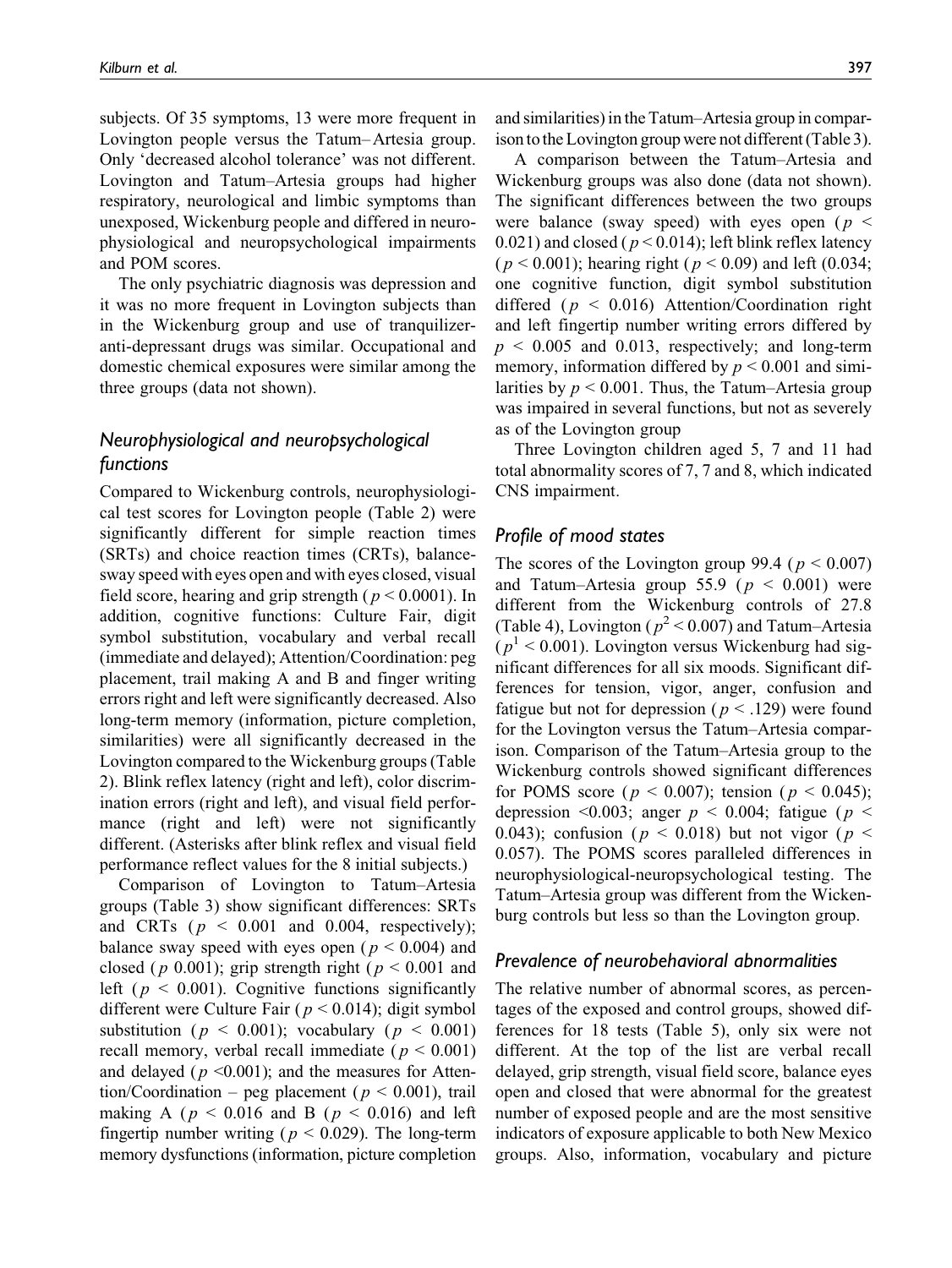subjects. Of 35 symptoms, 13 were more frequent in Lovington people versus the Tatum–Artesia group. Only 'decreased alcohol tolerance' was not different. Lovington and Tatum–Artesia groups had higher respiratory, neurological and limbic symptoms than unexposed, Wickenburg people and differed in neurophysiological and neuropsychological impairments and POM scores.

The only psychiatric diagnosis was depression and it was no more frequent in Lovington subjects than in the Wickenburg group and use of tranquilizer-anti-depressant drugs was similar. Occupational and domestic chemical exposures were similar among the three groups (data not shown).

### *Neurophysiological and neuropsychological functions*

Compared to Wickenburg controls, neurophysiological test scores for Lovington people (Table 2) were significantly different for simple reaction times (SRTs) and choice reaction times (CRTs), balance-sway speed with eyes open and with eyes closed, visual field score, hearing and grip strength ($p < 0.0001$). In addition, cognitive functions: Culture Fair, digit symbol substitution, vocabulary and verbal recall (immediate and delayed); Attention/Coordination: peg placement, trail making A and B and finger writing errors right and left were significantly decreased. Also long-term memory (information, picture completion, similarities) were all significantly decreased in the Lovington compared to the Wickenburg groups (Table 2). Blink reflex latency (right and left), color discrimination errors (right and left), and visual field performance (right and left) were not significantly different. (Asterisks after blink reflex and visual field performance reflect values for the 8 initial subjects.)

Comparison of Lovington to Tatum–Artesia groups (Table 3) show significant differences: SRTs and CRTs ($p < 0.001$ and 0.004, respectively); balance sway speed with eyes open ($p < 0.004$) and closed ($p$ 0.001); grip strength right ($p < 0.001$ and left ($p < 0.001$). Cognitive functions significantly different were Culture Fair ($p < 0.014$); digit symbol substitution ($p < 0.001$); vocabulary ($p < 0.001$) recall memory, verbal recall immediate ($p < 0.001$) and delayed ($p <0.001$); and the measures for Attention/Coordination – peg placement ($p < 0.001$), trail making A ($p < 0.016$ and B ($p < 0.016$) and left fingertip number writing ($p < 0.029$). The long-term memory dysfunctions (information, picture completion and similarities) in the Tatum–Artesia group in comparison to the Lovington group were not different (Table 3).

A comparison between the Tatum–Artesia and Wickenburg groups was also done (data not shown). The significant differences between the two groups were balance (sway speed) with eyes open ($p < 0.021$) and closed ($p < 0.014$); left blink reflex latency ($p < 0.001$); hearing right ($p < 0.09$) and left (0.034; one cognitive function, digit symbol substitution differed ($p < 0.016$) Attention/Coordination right and left fingertip number writing errors differed by $p < 0.005$ and 0.013, respectively; and long-term memory, information differed by $p < 0.001$ and similarities by $p < 0.001$. Thus, the Tatum–Artesia group was impaired in several functions, but not as severely as of the Lovington group

Three Lovington children aged 5, 7 and 11 had total abnormality scores of 7, 7 and 8, which indicated CNS impairment.

### *Profile of mood states*

The scores of the Lovington group 99.4 ($p < 0.007$) and Tatum–Artesia group 55.9 ($p < 0.001$) were different from the Wickenburg controls of 27.8 (Table 4), Lovington ($p^2 < 0.007$) and Tatum–Artesia ($p^1 < 0.001$). Lovington versus Wickenburg had significant differences for all six moods. Significant differences for tension, vigor, anger, confusion and fatigue but not for depression ($p < .129$) were found for the Lovington versus the Tatum–Artesia comparison. Comparison of the Tatum–Artesia group to the Wickenburg controls showed significant differences for POMS score ($p < 0.007$); tension ($p < 0.045$); depression <0.003; anger $p < 0.004$; fatigue ($p < 0.043$); confusion ($p < 0.018$) but not vigor ($p < 0.057$). The POMS scores paralleled differences in neurophysiological-neuropsychological testing. The Tatum–Artesia group was different from the Wickenburg controls but less so than the Lovington group.

### *Prevalence of neurobehavioral abnormalities*

The relative number of abnormal scores, as percentages of the exposed and control groups, showed differences for 18 tests (Table 5), only six were not different. At the top of the list are verbal recall delayed, grip strength, visual field score, balance eyes open and closed that were abnormal for the greatest number of exposed people and are the most sensitive indicators of exposure applicable to both New Mexico groups. Also, information, vocabulary and picture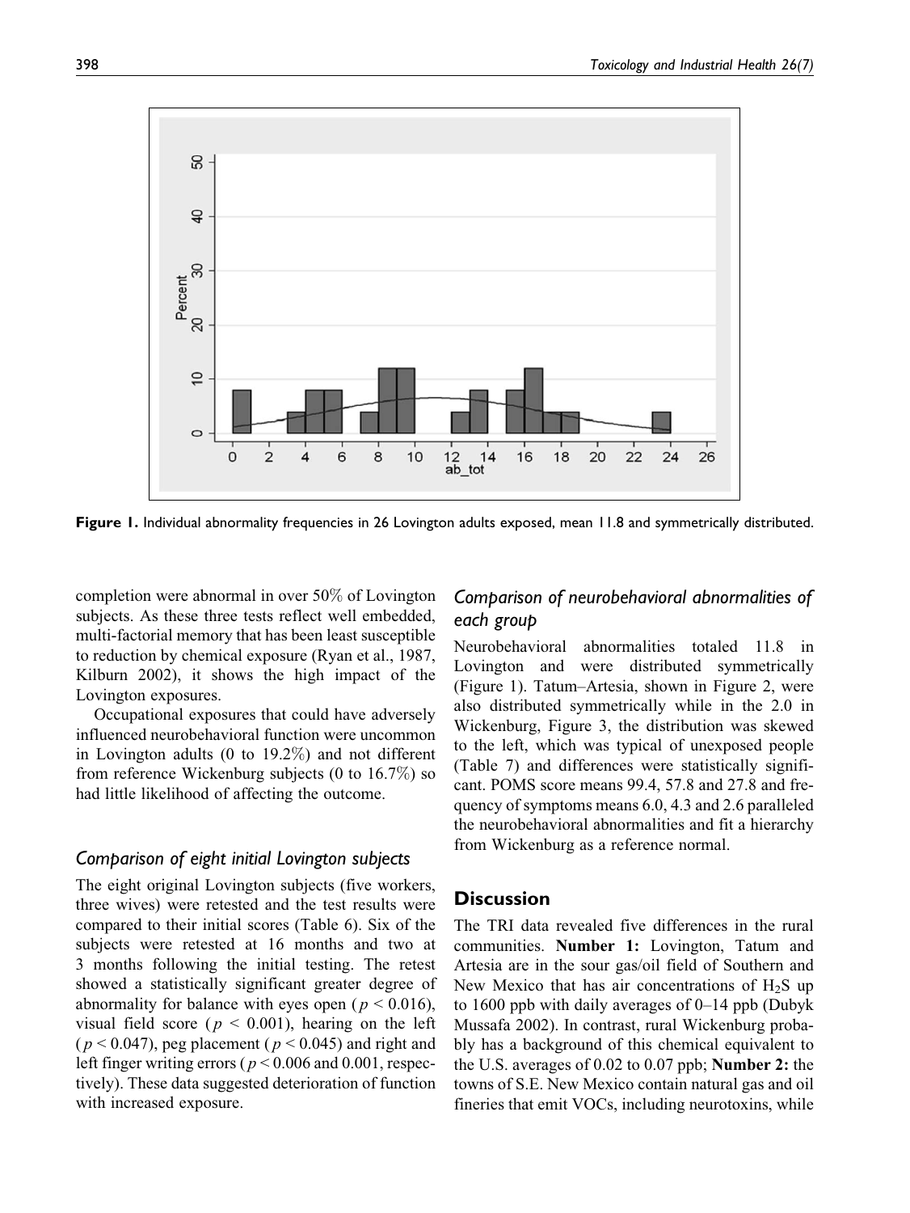Figure 1. Individual abnormality frequencies in 26 Lovington adults exposed, mean 11.8 and symmetrically distributed.

completion were abnormal in over 50% of Lovington subjects. As these three tests reflect well embedded, multi-factorial memory that has been least susceptible to reduction by chemical exposure (Ryan et al., 1987, Kilburn 2002), it shows the high impact of the Lovington exposures.

Occupational exposures that could have adversely influenced neurobehavioral function were uncommon in Lovington adults (0 to 19.2%) and not different from reference Wickenburg subjects (0 to 16.7%) so had little likelihood of affecting the outcome.

### *Comparison of eight initial Lovington subjects*

The eight original Lovington subjects (five workers, three wives) were retested and the test results were compared to their initial scores (Table 6). Six of the subjects were retested at 16 months and two at 3 months following the initial testing. The retest showed a statistically significant greater degree of abnormality for balance with eyes open ($p < 0.016$), visual field score ($p < 0.001$), hearing on the left ($p < 0.047$), peg placement ($p < 0.045$) and right and left finger writing errors ($p < 0.006$ and 0.001, respectively). These data suggested deterioration of function with increased exposure.

### *Comparison of neurobehavioral abnormalities of each group*

Neurobehavioral abnormalities totaled 11.8 in Lovington and were distributed symmetrically (Figure 1). Tatum–Artesia, shown in Figure 2, were also distributed symmetrically while in the 2.0 in Wickenburg, Figure 3, the distribution was skewed to the left, which was typical of unexposed people (Table 7) and differences were statistically significant. POMS score means 99.4, 57.8 and 27.8 and frequency of symptoms means 6.0, 4.3 and 2.6 paralleled the neurobehavioral abnormalities and fit a hierarchy from Wickenburg as a reference normal.

## Discussion

The TRI data revealed five differences in the rural communities. **Number 1:** Lovington, Tatum and Artesia are in the sour gas/oil field of Southern and New Mexico that has air concentrations of $H_2S$ up to 1600 ppb with daily averages of 0–14 ppb (Dubyk Mussafa 2002). In contrast, rural Wickenburg probably has a background of this chemical equivalent to the U.S. averages of 0.02 to 0.07 ppb; **Number 2:** the towns of S.E. New Mexico contain natural gas and oil fineries that emit VOCs, including neurotoxins, while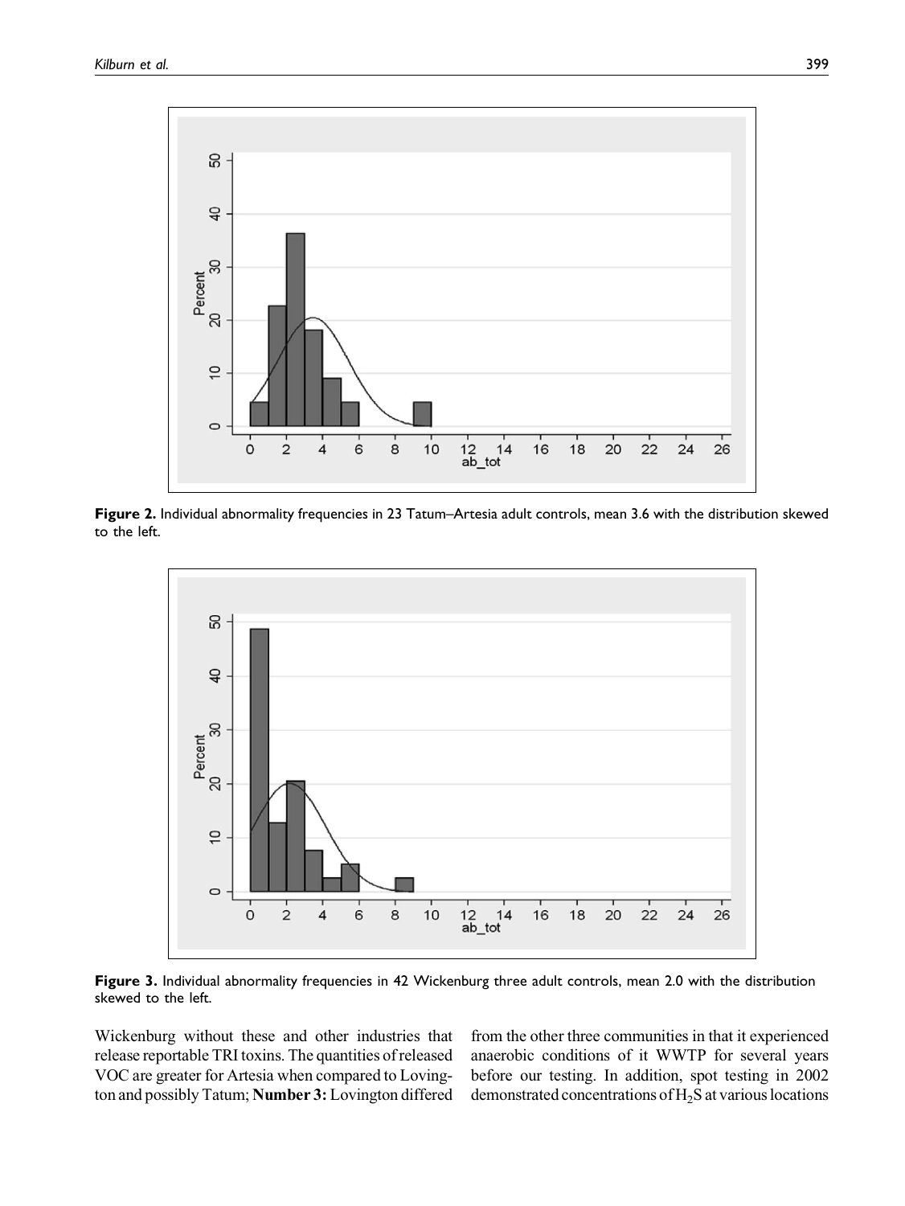Figure 2. Individual abnormality frequencies in 23 Tatum–Artesia adult controls, mean 3.6 with the distribution skewed to the left.

Figure 3. Individual abnormality frequencies in 42 Wickenburg three adult controls, mean 2.0 with the distribution skewed to the left.

Wickenburg without these and other industries that release reportable TRI toxins. The quantities of released VOC are greater for Artesia when compared to Lovington and possibly Tatum; **Number 3:** Lovington differed from the other three communities in that it experienced anaerobic conditions of it WWTP for several years before our testing. In addition, spot testing in 2002 demonstrated concentrations of $H_2S$ at various locations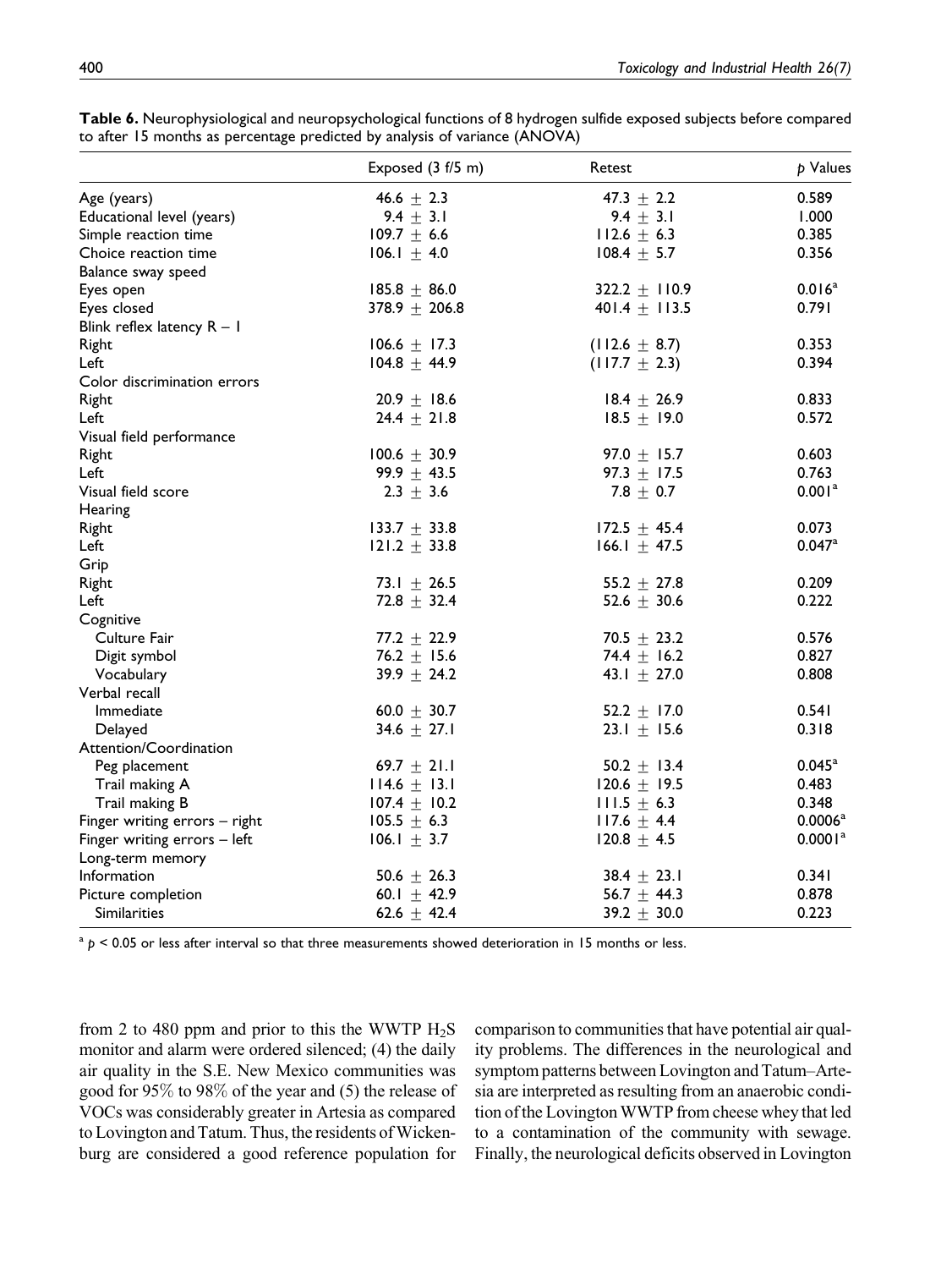**Table 6.** Neurophysiological and neuropsychological functions of 8 hydrogen sulfide exposed subjects before compared to after 15 months as percentage predicted by analysis of variance (ANOVA)

| | Exposed (3 f/5 m) | Retest | *p* Values |
|---|---|---|---|
| Age (years) | 46.6 ± 2.3 | 47.3 ± 2.2 | 0.589 |
| Educational level (years) | 9.4 ± 3.1 | 9.4 ± 3.1 | 1.000 |
| Simple reaction time | 109.7 ± 6.6 | 112.6 ± 6.3 | 0.385 |
| Choice reaction time | 106.1 ± 4.0 | 108.4 ± 5.7 | 0.356 |
| Balance sway speed | | | |
| Eyes open | 185.8 ± 86.0 | 322.2 ± 110.9 | 0.016[a] |
| Eyes closed | 378.9 ± 206.8 | 401.4 ± 113.5 | 0.791 |
| Blink reflex latency R – 1 | | | |
| Right | 106.6 ± 17.3 | (112.6 ± 8.7) | 0.353 |
| Left | 104.8 ± 44.9 | (117.7 ± 2.3) | 0.394 |
| Color discrimination errors | | | |
| Right | 20.9 ± 18.6 | 18.4 ± 26.9 | 0.833 |
| Left | 24.4 ± 21.8 | 18.5 ± 19.0 | 0.572 |
| Visual field performance | | | |
| Right | 100.6 ± 30.9 | 97.0 ± 15.7 | 0.603 |
| Left | 99.9 ± 43.5 | 97.3 ± 17.5 | 0.763 |
| Visual field score | 2.3 ± 3.6 | 7.8 ± 0.7 | 0.001[a] |
| Hearing | | | |
| Right | 133.7 ± 33.8 | 172.5 ± 45.4 | 0.073 |
| Left | 121.2 ± 33.8 | 166.1 ± 47.5 | 0.047[a] |
| Grip | | | |
| Right | 73.1 ± 26.5 | 55.2 ± 27.8 | 0.209 |
| Left | 72.8 ± 32.4 | 52.6 ± 30.6 | 0.222 |
| Cognitive | | | |
| Culture Fair | 77.2 ± 22.9 | 70.5 ± 23.2 | 0.576 |
| Digit symbol | 76.2 ± 15.6 | 74.4 ± 16.2 | 0.827 |
| Vocabulary | 39.9 ± 24.2 | 43.1 ± 27.0 | 0.808 |
| Verbal recall | | | |
| Immediate | 60.0 ± 30.7 | 52.2 ± 17.0 | 0.541 |
| Delayed | 34.6 ± 27.1 | 23.1 ± 15.6 | 0.318 |
| Attention/Coordination | | | |
| Peg placement | 69.7 ± 21.1 | 50.2 ± 13.4 | 0.045[a] |
| Trail making A | 114.6 ± 13.1 | 120.6 ± 19.5 | 0.483 |
| Trail making B | 107.4 ± 10.2 | 111.5 ± 6.3 | 0.348 |
| Finger writing errors – right | 105.5 ± 6.3 | 117.6 ± 4.4 | 0.0006[a] |
| Finger writing errors – left | 106.1 ± 3.7 | 120.8 ± 4.5 | 0.0001[a] |
| Long-term memory | | | |
| Information | 50.6 ± 26.3 | 38.4 ± 23.1 | 0.341 |
| Picture completion | 60.1 ± 42.9 | 56.7 ± 44.3 | 0.878 |
| Similarities | 62.6 ± 42.4 | 39.2 ± 30.0 | 0.223 |

[a] $p < 0.05$ or less after interval so that three measurements showed deterioration in 15 months or less.

from 2 to 480 ppm and prior to this the WWTP $H_2S$ monitor and alarm were ordered silenced; (4) the daily air quality in the S.E. New Mexico communities was good for 95% to 98% of the year and (5) the release of VOCs was considerably greater in Artesia as compared to Lovington and Tatum. Thus, the residents of Wickenburg are considered a good reference population for comparison to communities that have potential air quality problems. The differences in the neurological and symptom patterns between Lovington and Tatum–Artesia are interpreted as resulting from an anaerobic condition of the Lovington WWTP from cheese whey that led to a contamination of the community with sewage. Finally, the neurological deficits observed in Lovington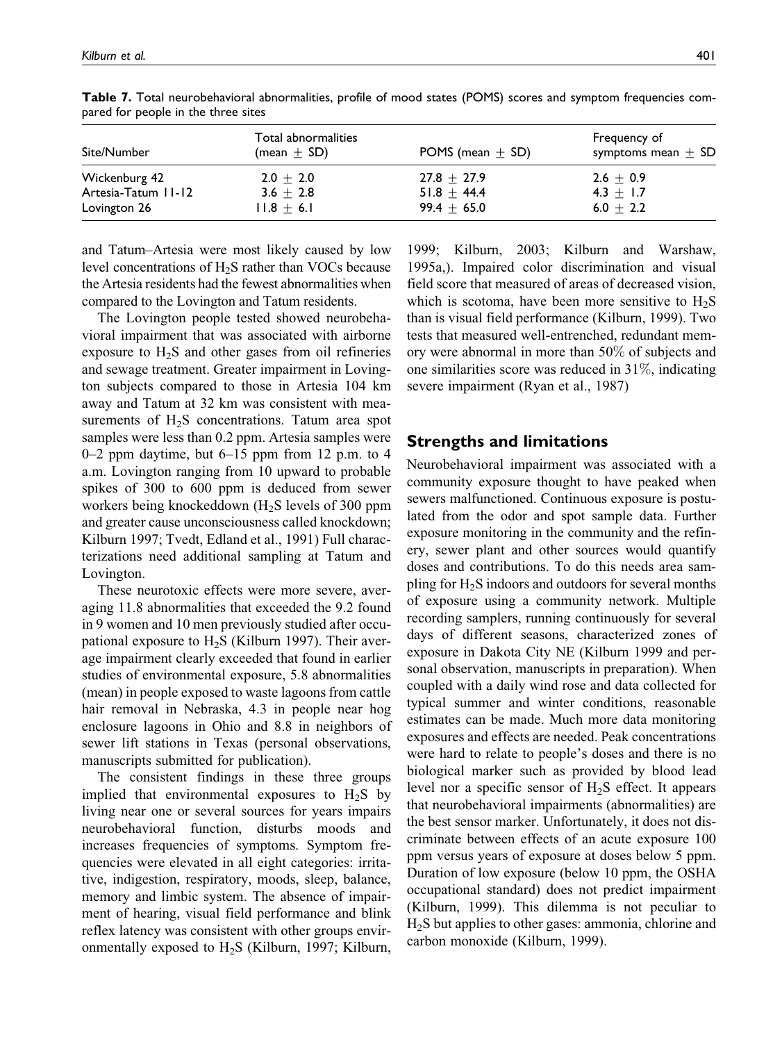**Table 7.** Total neurobehavioral abnormalities, profile of mood states (POMS) scores and symptom frequencies compared for people in the three sites

| Site/Number | Total abnormalities (mean ± SD) | POMS (mean ± SD) | Frequency of symptoms mean ± SD |
|---|---|---|---|
| Wickenburg 42 | 2.0 ± 2.0 | 27.8 ± 27.9 | 2.6 ± 0.9 |
| Artesia-Tatum 11-12 | 3.6 ± 2.8 | 51.8 ± 44.4 | 4.3 ± 1.7 |
| Lovington 26 | 11.8 ± 6.1 | 99.4 ± 65.0 | 6.0 ± 2.2 |

and Tatum–Artesia were most likely caused by low level concentrations of $H_2S$ rather than VOCs because the Artesia residents had the fewest abnormalities when compared to the Lovington and Tatum residents.

The Lovington people tested showed neurobehavioral impairment that was associated with airborne exposure to $H_2S$ and other gases from oil refineries and sewage treatment. Greater impairment in Lovington subjects compared to those in Artesia 104 km away and Tatum at 32 km was consistent with measurements of $H_2S$ concentrations. Tatum area spot samples were less than 0.2 ppm. Artesia samples were 0–2 ppm daytime, but 6–15 ppm from 12 p.m. to 4 a.m. Lovington ranging from 10 upward to probable spikes of 300 to 600 ppm is deduced from sewer workers being knockeddown ($H_2S$ levels of 300 ppm and greater cause unconsciousness called knockdown; Kilburn 1997; Tvedt, Edland et al., 1991) Full characterizations need additional sampling at Tatum and Lovington.

These neurotoxic effects were more severe, averaging 11.8 abnormalities that exceeded the 9.2 found in 9 women and 10 men previously studied after occupational exposure to $H_2S$ (Kilburn 1997). Their average impairment clearly exceeded that found in earlier studies of environmental exposure, 5.8 abnormalities (mean) in people exposed to waste lagoons from cattle hair removal in Nebraska, 4.3 in people near hog enclosure lagoons in Ohio and 8.8 in neighbors of sewer lift stations in Texas (personal observations, manuscripts submitted for publication).

The consistent findings in these three groups implied that environmental exposures to $H_2S$ by living near one or several sources for years impairs neurobehavioral function, disturbs moods and increases frequencies of symptoms. Symptom frequencies were elevated in all eight categories: irritative, indigestion, respiratory, moods, sleep, balance, memory and limbic system. The absence of impairment of hearing, visual field performance and blink reflex latency was consistent with other groups environmentally exposed to $H_2S$ (Kilburn, 1997; Kilburn, 1999; Kilburn, 2003; Kilburn and Warshaw, 1995a,). Impaired color discrimination and visual field score that measured of areas of decreased vision, which is scotoma, have been more sensitive to $H_2S$ than is visual field performance (Kilburn, 1999). Two tests that measured well-entrenched, redundant memory were abnormal in more than 50% of subjects and one similarities score was reduced in 31%, indicating severe impairment (Ryan et al., 1987)

## Strengths and limitations

Neurobehavioral impairment was associated with a community exposure thought to have peaked when sewers malfunctioned. Continuous exposure is postulated from the odor and spot sample data. Further exposure monitoring in the community and the refinery, sewer plant and other sources would quantify doses and contributions. To do this needs area sampling for $H_2S$ indoors and outdoors for several months of exposure using a community network. Multiple recording samplers, running continuously for several days of different seasons, characterized zones of exposure in Dakota City NE (Kilburn 1999 and personal observation, manuscripts in preparation). When coupled with a daily wind rose and data collected for typical summer and winter conditions, reasonable estimates can be made. Much more data monitoring exposures and effects are needed. Peak concentrations were hard to relate to people's doses and there is no biological marker such as provided by blood lead level nor a specific sensor of $H_2S$ effect. It appears that neurobehavioral impairments (abnormalities) are the best sensor marker. Unfortunately, it does not discriminate between effects of an acute exposure 100 ppm versus years of exposure at doses below 5 ppm. Duration of low exposure (below 10 ppm, the OSHA occupational standard) does not predict impairment (Kilburn, 1999). This dilemma is not peculiar to $H_2S$ but applies to other gases: ammonia, chlorine and carbon monoxide (Kilburn, 1999).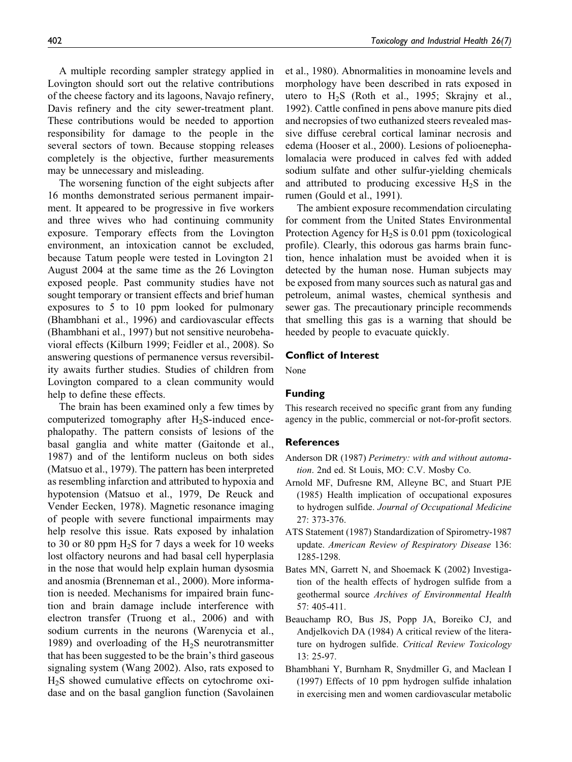A multiple recording sampler strategy applied in Lovington should sort out the relative contributions of the cheese factory and its lagoons, Navajo refinery, Davis refinery and the city sewer-treatment plant. These contributions would be needed to apportion responsibility for damage to the people in the several sectors of town. Because stopping releases completely is the objective, further measurements may be unnecessary and misleading.

The worsening function of the eight subjects after 16 months demonstrated serious permanent impairment. It appeared to be progressive in five workers and three wives who had continuing community exposure. Temporary effects from the Lovington environment, an intoxication cannot be excluded, because Tatum people were tested in Lovington 21 August 2004 at the same time as the 26 Lovington exposed people. Past community studies have not sought temporary or transient effects and brief human exposures to 5 to 10 ppm looked for pulmonary (Bhambhani et al., 1996) and cardiovascular effects (Bhambhani et al., 1997) but not sensitive neurobehavioral effects (Kilburn 1999; Feidler et al., 2008). So answering questions of permanence versus reversibility awaits further studies. Studies of children from Lovington compared to a clean community would help to define these effects.

The brain has been examined only a few times by computerized tomography after $H_2S$-induced encephalopathy. The pattern consists of lesions of the basal ganglia and white matter (Gaitonde et al., 1987) and of the lentiform nucleus on both sides (Matsuo et al., 1979). The pattern has been interpreted as resembling infarction and attributed to hypoxia and hypotension (Matsuo et al., 1979, De Reuck and Vender Eecken, 1978). Magnetic resonance imaging of people with severe functional impairments may help resolve this issue. Rats exposed by inhalation to 30 or 80 ppm $H_2S$ for 7 days a week for 10 weeks lost olfactory neurons and had basal cell hyperplasia in the nose that would help explain human dysosmia and anosmia (Brenneman et al., 2000). More information is needed. Mechanisms for impaired brain function and brain damage include interference with electron transfer (Truong et al., 2006) and with sodium currents in the neurons (Warenycia et al., 1989) and overloading of the $H_2S$ neurotransmitter that has been suggested to be the brain's third gaseous signaling system (Wang 2002). Also, rats exposed to $H_2S$ showed cumulative effects on cytochrome oxidase and on the basal ganglion function (Savolainen et al., 1980). Abnormalities in monoamine levels and morphology have been described in rats exposed in utero to $H_2S$ (Roth et al., 1995; Skrajny et al., 1992). Cattle confined in pens above manure pits died and necropsies of two euthanized steers revealed massive diffuse cerebral cortical laminar necrosis and edema (Hooser et al., 2000). Lesions of polioencephalomalacia were produced in calves fed with added sodium sulfate and other sulfur-yielding chemicals and attributed to producing excessive $H_2S$ in the rumen (Gould et al., 1991).

The ambient exposure recommendation circulating for comment from the United States Environmental Protection Agency for $H_2S$ is 0.01 ppm (toxicological profile). Clearly, this odorous gas harms brain function, hence inhalation must be avoided when it is detected by the human nose. Human subjects may be exposed from many sources such as natural gas and petroleum, animal wastes, chemical synthesis and sewer gas. The precautionary principle recommends that smelling this gas is a warning that should be heeded by people to evacuate quickly.

## Conflict of Interest

None

## Funding

This research received no specific grant from any funding agency in the public, commercial or not-for-profit sectors.

## References

Anderson DR (1987) *Perimetry: with and without automation*. 2nd ed. St Louis, MO: C.V. Mosby Co.

Arnold MF, Dufresne RM, Alleyne BC, and Stuart PJE (1985) Health implication of occupational exposures to hydrogen sulfide. *Journal of Occupational Medicine* 27: 373-376.

ATS Statement (1987) Standardization of Spirometry-1987 update. *American Review of Respiratory Disease* 136: 1285-1298.

Bates MN, Garrett N, and Shoemack K (2002) Investigation of the health effects of hydrogen sulfide from a geothermal source *Archives of Environmental Health* 57: 405-411.

Beauchamp RO, Bus JS, Popp JA, Boreiko CJ, and Andjelkovich DA (1984) A critical review of the literature on hydrogen sulfide. *Critical Review Toxicology* 13: 25-97.

Bhambhani Y, Burnham R, Snydmiller G, and Maclean I (1997) Effects of 10 ppm hydrogen sulfide inhalation in exercising men and women cardiovascular metabolic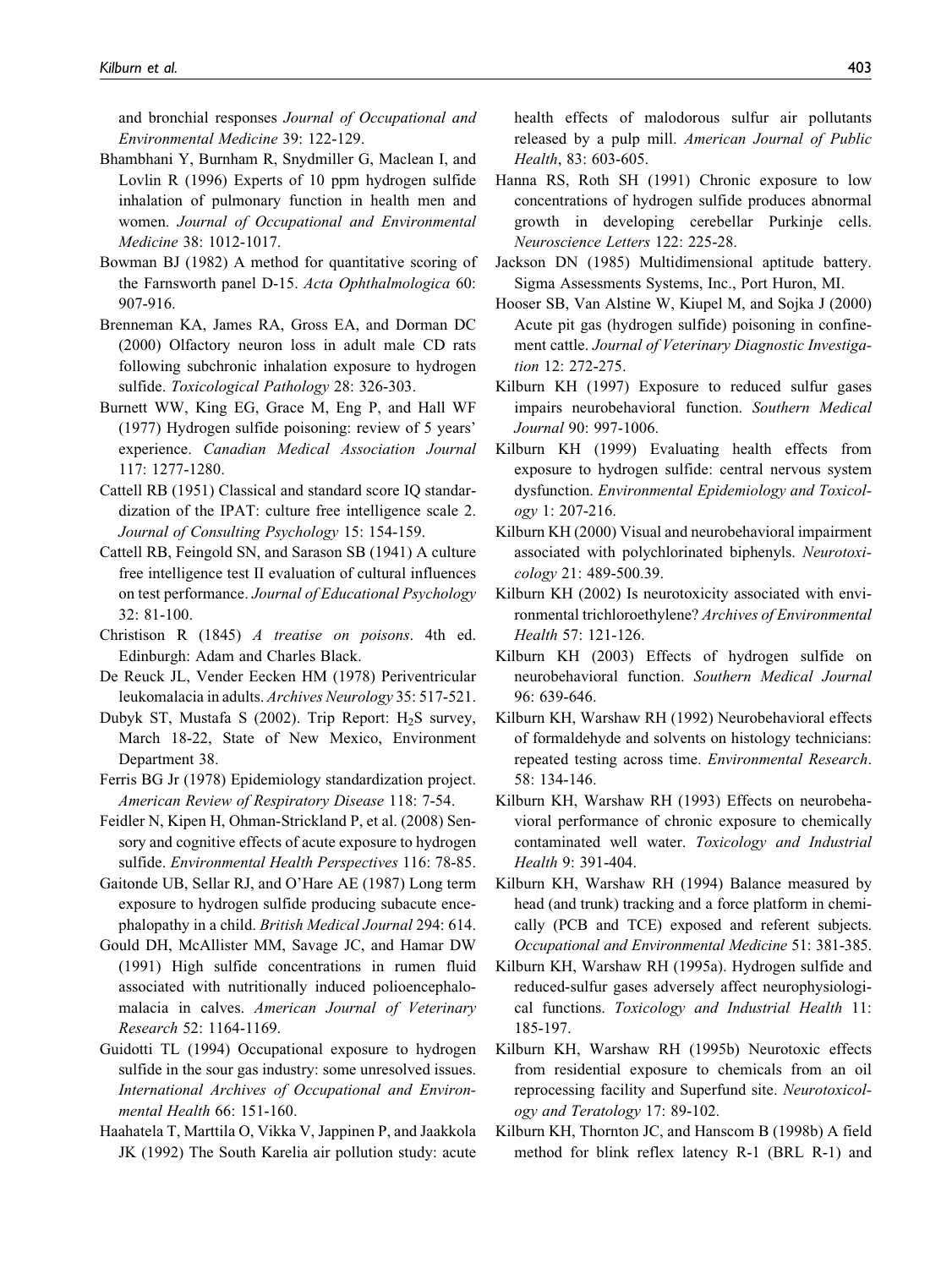and bronchial responses *Journal of Occupational and Environmental Medicine* 39: 122-129.

Bhambhani Y, Burnham R, Snydmiller G, Maclean I, and Lovlin R (1996) Experts of 10 ppm hydrogen sulfide inhalation of pulmonary function in health men and women. *Journal of Occupational and Environmental Medicine* 38: 1012-1017.

Bowman BJ (1982) A method for quantitative scoring of the Farnsworth panel D-15. *Acta Ophthalmologica* 60: 907-916.

Brenneman KA, James RA, Gross EA, and Dorman DC (2000) Olfactory neuron loss in adult male CD rats following subchronic inhalation exposure to hydrogen sulfide. *Toxicological Pathology* 28: 326-303.

Burnett WW, King EG, Grace M, Eng P, and Hall WF (1977) Hydrogen sulfide poisoning: review of 5 years' experience. *Canadian Medical Association Journal* 117: 1277-1280.

Cattell RB (1951) Classical and standard score IQ standardization of the IPAT: culture free intelligence scale 2. *Journal of Consulting Psychology* 15: 154-159.

Cattell RB, Feingold SN, and Sarason SB (1941) A culture free intelligence test II evaluation of cultural influences on test performance. *Journal of Educational Psychology* 32: 81-100.

Christison R (1845) *A treatise on poisons*. 4th ed. Edinburgh: Adam and Charles Black.

De Reuck JL, Vender Eecken HM (1978) Periventricular leukomalacia in adults. *Archives Neurology* 35: 517-521.

Dubyk ST, Mustafa S (2002). Trip Report: $H_2S$ survey, March 18-22, State of New Mexico, Environment Department 38.

Ferris BG Jr (1978) Epidemiology standardization project. *American Review of Respiratory Disease* 118: 7-54.

Feidler N, Kipen H, Ohman-Strickland P, et al. (2008) Sensory and cognitive effects of acute exposure to hydrogen sulfide. *Environmental Health Perspectives* 116: 78-85.

Gaitonde UB, Sellar RJ, and O'Hare AE (1987) Long term exposure to hydrogen sulfide producing subacute encephalopathy in a child. *British Medical Journal* 294: 614.

Gould DH, McAllister MM, Savage JC, and Hamar DW (1991) High sulfide concentrations in rumen fluid associated with nutritionally induced polioencephalomalacia in calves. *American Journal of Veterinary Research* 52: 1164-1169.

Guidotti TL (1994) Occupational exposure to hydrogen sulfide in the sour gas industry: some unresolved issues. *International Archives of Occupational and Environmental Health* 66: 151-160.

Haahatela T, Marttila O, Vikka V, Jappinen P, and Jaakkola JK (1992) The South Karelia air pollution study: acute health effects of malodorous sulfur air pollutants released by a pulp mill. *American Journal of Public Health*, 83: 603-605.

Hanna RS, Roth SH (1991) Chronic exposure to low concentrations of hydrogen sulfide produces abnormal growth in developing cerebellar Purkinje cells. *Neuroscience Letters* 122: 225-28.

Jackson DN (1985) Multidimensional aptitude battery. Sigma Assessments Systems, Inc., Port Huron, MI.

Hooser SB, Van Alstine W, Kiupel M, and Sojka J (2000) Acute pit gas (hydrogen sulfide) poisoning in confinement cattle. *Journal of Veterinary Diagnostic Investigation* 12: 272-275.

Kilburn KH (1997) Exposure to reduced sulfur gases impairs neurobehavioral function. *Southern Medical Journal* 90: 997-1006.

Kilburn KH (1999) Evaluating health effects from exposure to hydrogen sulfide: central nervous system dysfunction. *Environmental Epidemiology and Toxicology* 1: 207-216.

Kilburn KH (2000) Visual and neurobehavioral impairment associated with polychlorinated biphenyls. *Neurotoxicology* 21: 489-500.39.

Kilburn KH (2002) Is neurotoxicity associated with environmental trichloroethylene? *Archives of Environmental Health* 57: 121-126.

Kilburn KH (2003) Effects of hydrogen sulfide on neurobehavioral function. *Southern Medical Journal* 96: 639-646.

Kilburn KH, Warshaw RH (1992) Neurobehavioral effects of formaldehyde and solvents on histology technicians: repeated testing across time. *Environmental Research*. 58: 134-146.

Kilburn KH, Warshaw RH (1993) Effects on neurobehavioral performance of chronic exposure to chemically contaminated well water. *Toxicology and Industrial Health* 9: 391-404.

Kilburn KH, Warshaw RH (1994) Balance measured by head (and trunk) tracking and a force platform in chemically (PCB and TCE) exposed and referent subjects. *Occupational and Environmental Medicine* 51: 381-385.

Kilburn KH, Warshaw RH (1995a). Hydrogen sulfide and reduced-sulfur gases adversely affect neurophysiological functions. *Toxicology and Industrial Health* 11: 185-197.

Kilburn KH, Warshaw RH (1995b) Neurotoxic effects from residential exposure to chemicals from an oil reprocessing facility and Superfund site. *Neurotoxicology and Teratology* 17: 89-102.

Kilburn KH, Thornton JC, and Hanscom B (1998b) A field method for blink reflex latency R-1 (BRL R-1) and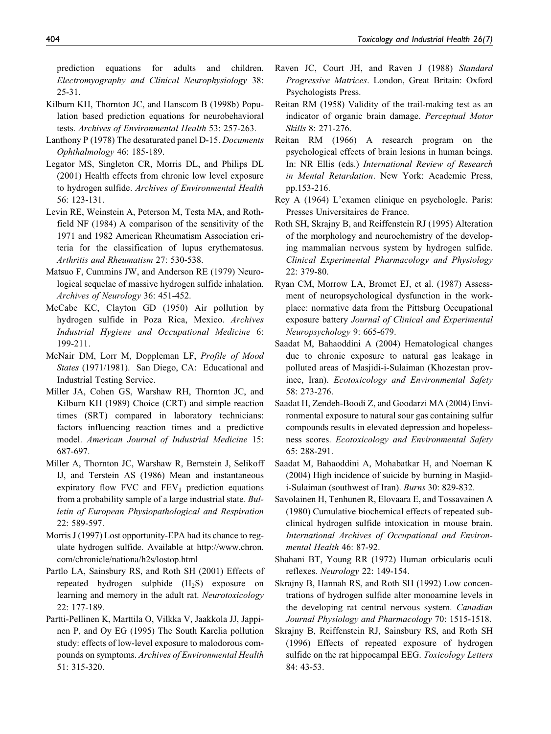prediction equations for adults and children. *Electromyography and Clinical Neurophysiology* 38: 25-31.

Kilburn KH, Thornton JC, and Hanscom B (1998b) Population based prediction equations for neurobehavioral tests. *Archives of Environmental Health* 53: 257-263.

Lanthony P (1978) The desaturated panel D-15. *Documents Ophthalmology* 46: 185-189.

Legator MS, Singleton CR, Morris DL, and Philips DL (2001) Health effects from chronic low level exposure to hydrogen sulfide. *Archives of Environmental Health* 56: 123-131.

Levin RE, Weinstein A, Peterson M, Testa MA, and Rothfield NF (1984) A comparison of the sensitivity of the 1971 and 1982 American Rheumatism Association criteria for the classification of lupus erythematosus. *Arthritis and Rheumatism* 27: 530-538.

Matsuo F, Cummins JW, and Anderson RE (1979) Neurological sequelae of massive hydrogen sulfide inhalation. *Archives of Neurology* 36: 451-452.

McCabe KC, Clayton GD (1950) Air pollution by hydrogen sulfide in Poza Rica, Mexico. *Archives Industrial Hygiene and Occupational Medicine* 6: 199-211.

McNair DM, Lorr M, Doppleman LF, *Profile of Mood States* (1971/1981). San Diego, CA: Educational and Industrial Testing Service.

Miller JA, Cohen GS, Warshaw RH, Thornton JC, and Kilburn KH (1989) Choice (CRT) and simple reaction times (SRT) compared in laboratory technicians: factors influencing reaction times and a predictive model. *American Journal of Industrial Medicine* 15: 687-697.

Miller A, Thornton JC, Warshaw R, Bernstein J, Selikoff IJ, and Terstein AS (1986) Mean and instantaneous expiratory flow FVC and $FEV_1$ prediction equations from a probability sample of a large industrial state. *Bulletin of European Physiopathological and Respiration* 22: 589-597.

Morris J (1997) Lost opportunity-EPA had its chance to regulate hydrogen sulfide. Available at http://www.chron.com/chronicle/nationa/h2s/lostop.html

Partlo LA, Sainsbury RS, and Roth SH (2001) Effects of repeated hydrogen sulphide ($H_2S$) exposure on learning and memory in the adult rat. *Neurotoxicology* 22: 177-189.

Partti-Pellinen K, Marttila O, Vilkka V, Jaakkola JJ, Jappinen P, and Oy EG (1995) The South Karelia pollution study: effects of low-level exposure to malodorous compounds on symptoms. *Archives of Environmental Health* 51: 315-320.

Raven JC, Court JH, and Raven J (1988) *Standard Progressive Matrices*. London, Great Britain: Oxford Psychologists Press.

Reitan RM (1958) Validity of the trail-making test as an indicator of organic brain damage. *Perceptual Motor Skills* 8: 271-276.

Reitan RM (1966) A research program on the psychological effects of brain lesions in human beings. In: NR Ellis (eds.) *International Review of Research in Mental Retardation*. New York: Academic Press, pp.153-216.

Rey A (1964) L'examen clinique en psychologle. Paris: Presses Universitaires de France.

Roth SH, Skrajny B, and Reiffenstein RJ (1995) Alteration of the morphology and neurochemistry of the developing mammalian nervous system by hydrogen sulfide. *Clinical Experimental Pharmacology and Physiology* 22: 379-80.

Ryan CM, Morrow LA, Bromet EJ, et al. (1987) Assessment of neuropsychological dysfunction in the workplace: normative data from the Pittsburg Occupational exposure battery *Journal of Clinical and Experimental Neuropsychology* 9: 665-679.

Saadat M, Bahaoddini A (2004) Hematological changes due to chronic exposure to natural gas leakage in polluted areas of Masjidi-i-Sulaiman (Khozestan province, Iran). *Ecotoxicology and Environmental Safety* 58: 273-276.

Saadat H, Zendeh-Boodi Z, and Goodarzi MA (2004) Environmental exposure to natural sour gas containing sulfur compounds results in elevated depression and hopelessness scores. *Ecotoxicology and Environmental Safety* 65: 288-291.

Saadat M, Bahaoddini A, Mohabatkar H, and Noeman K (2004) High incidence of suicide by burning in Masjid-i-Sulaiman (southwest of Iran). *Burns* 30: 829-832.

Savolainen H, Tenhunen R, Elovaara E, and Tossavainen A (1980) Cumulative biochemical effects of repeated subclinical hydrogen sulfide intoxication in mouse brain. *International Archives of Occupational and Environmental Health* 46: 87-92.

Shahani BT, Young RR (1972) Human orbicularis oculi reflexes. *Neurology* 22: 149-154.

Skrajny B, Hannah RS, and Roth SH (1992) Low concentrations of hydrogen sulfide alter monoamine levels in the developing rat central nervous system. *Canadian Journal Physiology and Pharmacology* 70: 1515-1518.

Skrajny B, Reiffenstein RJ, Sainsbury RS, and Roth SH (1996) Effects of repeated exposure of hydrogen sulfide on the rat hippocampal EEG. *Toxicology Letters* 84: 43-53.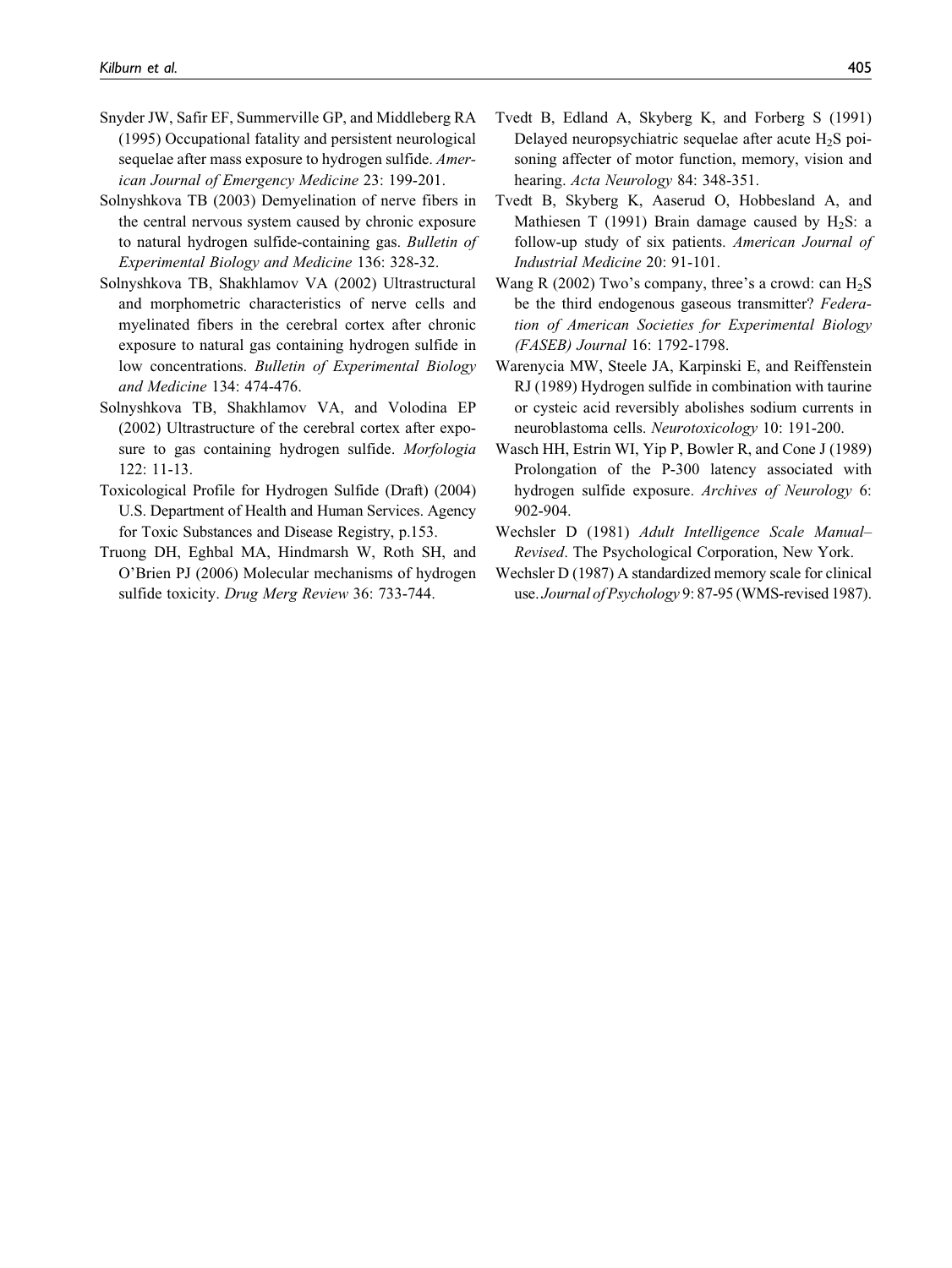Snyder JW, Safir EF, Summerville GP, and Middleberg RA (1995) Occupational fatality and persistent neurological sequelae after mass exposure to hydrogen sulfide. *American Journal of Emergency Medicine* 23: 199-201.

Solnyshkova TB (2003) Demyelination of nerve fibers in the central nervous system caused by chronic exposure to natural hydrogen sulfide-containing gas. *Bulletin of Experimental Biology and Medicine* 136: 328-32.

Solnyshkova TB, Shakhlamov VA (2002) Ultrastructural and morphometric characteristics of nerve cells and myelinated fibers in the cerebral cortex after chronic exposure to natural gas containing hydrogen sulfide in low concentrations. *Bulletin of Experimental Biology and Medicine* 134: 474-476.

Solnyshkova TB, Shakhlamov VA, and Volodina EP (2002) Ultrastructure of the cerebral cortex after exposure to gas containing hydrogen sulfide. *Morfologia* 122: 11-13.

Toxicological Profile for Hydrogen Sulfide (Draft) (2004) U.S. Department of Health and Human Services. Agency for Toxic Substances and Disease Registry, p.153.

Truong DH, Eghbal MA, Hindmarsh W, Roth SH, and O'Brien PJ (2006) Molecular mechanisms of hydrogen sulfide toxicity. *Drug Merg Review* 36: 733-744.

Tvedt B, Edland A, Skyberg K, and Forberg S (1991) Delayed neuropsychiatric sequelae after acute $H_2S$ poisoning affecter of motor function, memory, vision and hearing. *Acta Neurology* 84: 348-351.

Tvedt B, Skyberg K, Aaserud O, Hobbesland A, and Mathiesen T (1991) Brain damage caused by $H_2S$: a follow-up study of six patients. *American Journal of Industrial Medicine* 20: 91-101.

Wang R (2002) Two's company, three's a crowd: can $H_2S$ be the third endogenous gaseous transmitter? *Federation of American Societies for Experimental Biology (FASEB) Journal* 16: 1792-1798.

Warenycia MW, Steele JA, Karpinski E, and Reiffenstein RJ (1989) Hydrogen sulfide in combination with taurine or cysteic acid reversibly abolishes sodium currents in neuroblastoma cells. *Neurotoxicology* 10: 191-200.

Wasch HH, Estrin WI, Yip P, Bowler R, and Cone J (1989) Prolongation of the P-300 latency associated with hydrogen sulfide exposure. *Archives of Neurology* 6: 902-904.

Wechsler D (1981) *Adult Intelligence Scale Manual–Revised*. The Psychological Corporation, New York.

Wechsler D (1987) A standardized memory scale for clinical use. *Journal of Psychology* 9: 87-95 (WMS-revised 1987).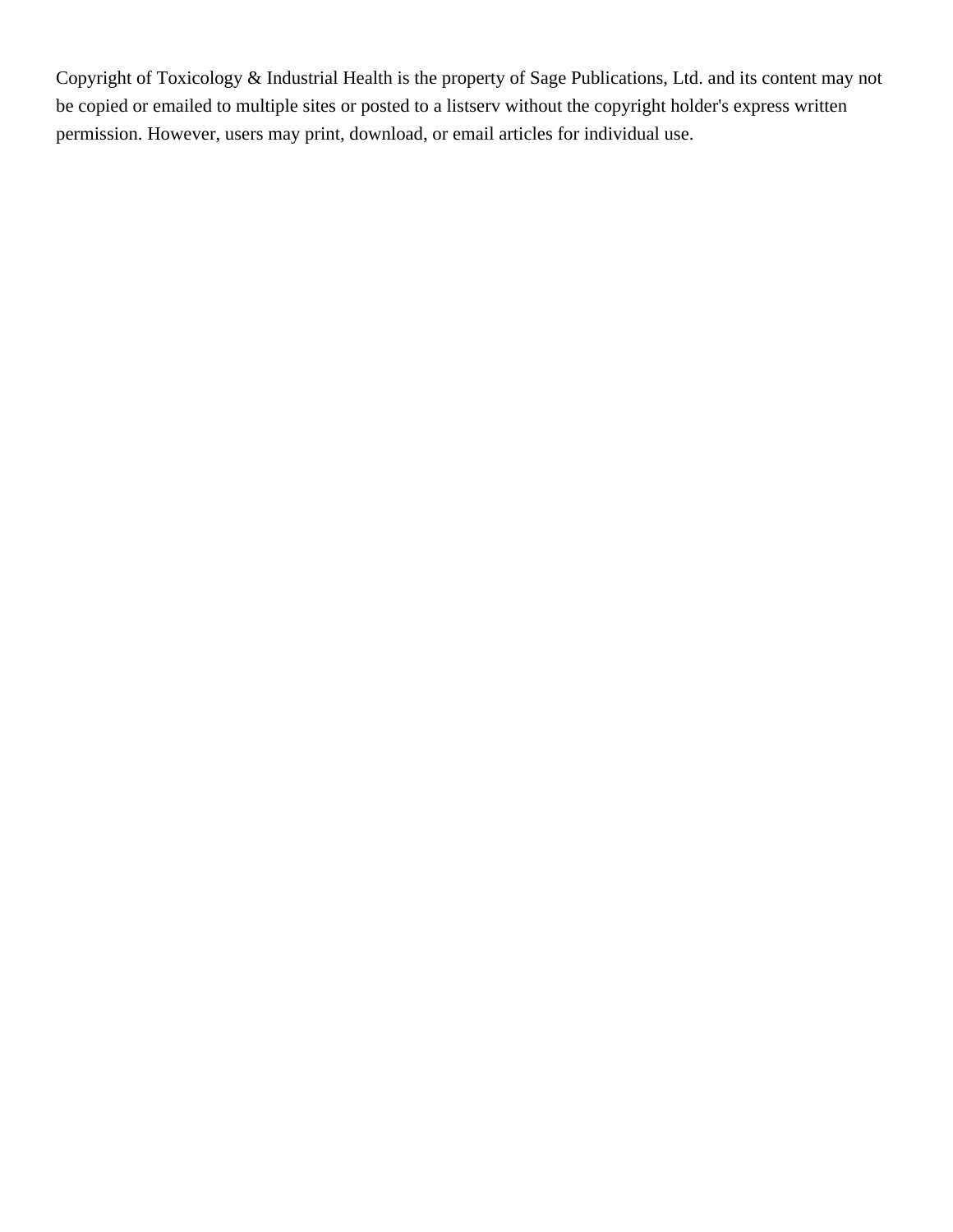Copyright of Toxicology & Industrial Health is the property of Sage Publications, Ltd. and its content may not be copied or emailed to multiple sites or posted to a listserv without the copyright holder's express written permission. However, users may print, download, or email articles for individual use.